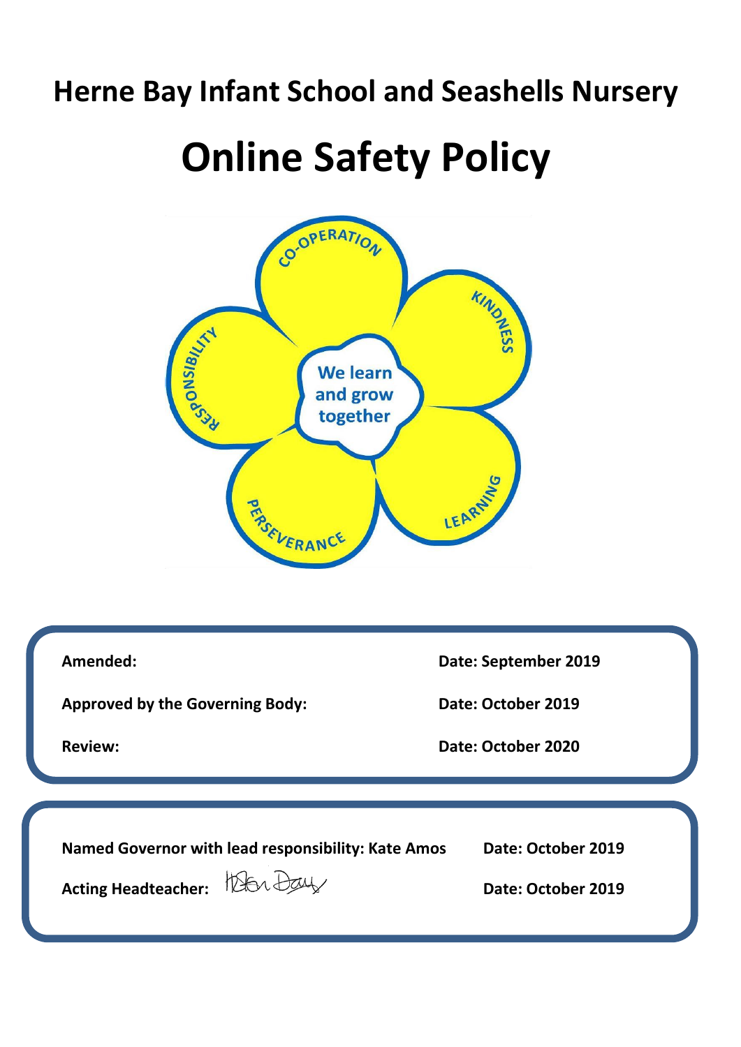# Herne Bay Infant School and Seashells Nursery

# Online Safety Policy

CO-OPERATION
KINDNESS
LEARNING
PERSEVERANCE
RESPONSIBILITY

We learn and grow together

| | |
|---|---|
| **Amended:** | **Date: September 2019** |
| **Approved by the Governing Body:** | **Date: October 2019** |
| **Review:** | **Date: October 2020** |

| | |
|---|---|
| **Named Governor with lead responsibility: Kate Amos** | **Date: October 2019** |
| **Acting Headteacher:** Helen Day | **Date: October 2019** |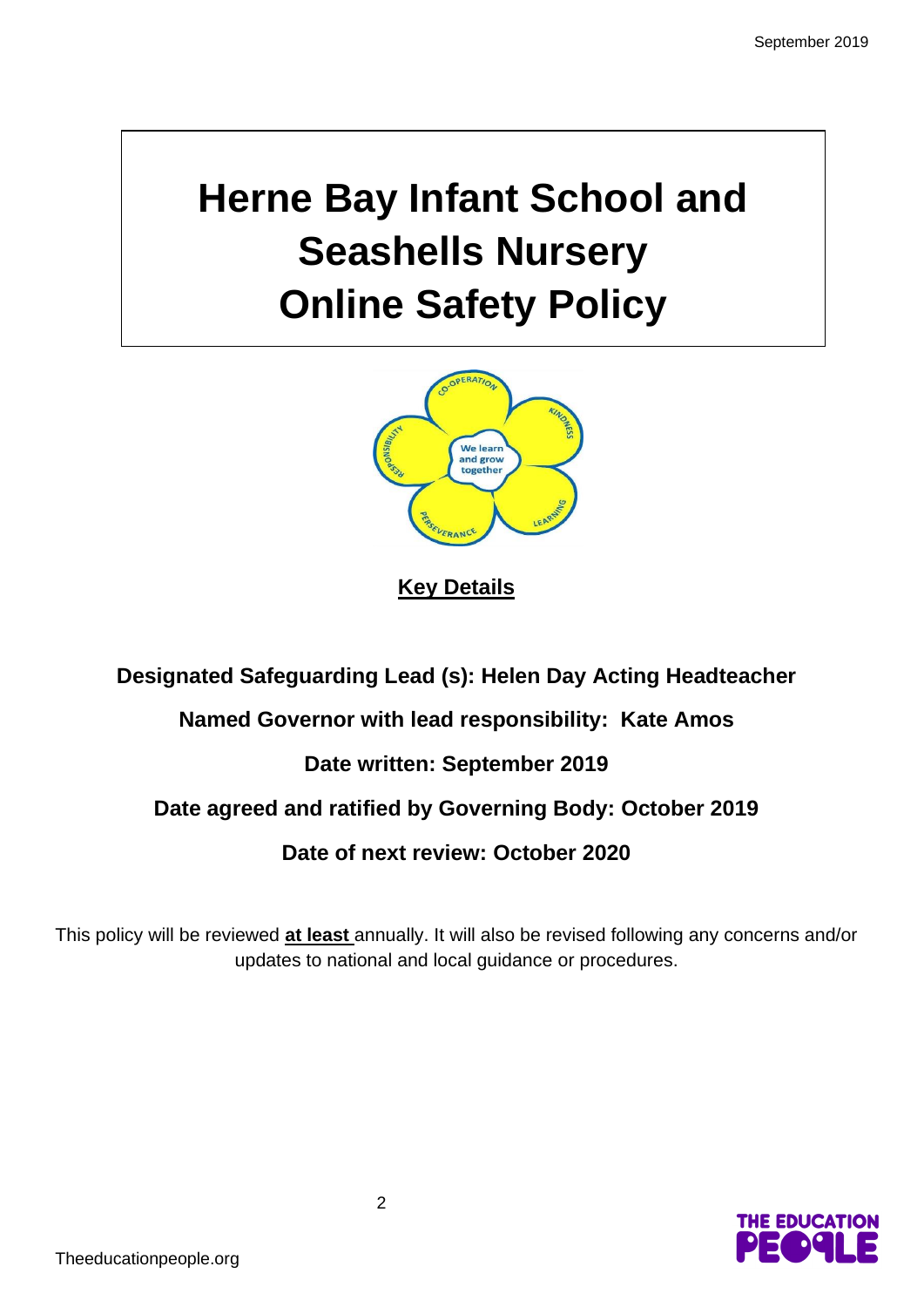# Herne Bay Infant School and Seashells Nursery Online Safety Policy

**Key Details**

**Designated Safeguarding Lead (s): Helen Day Acting Headteacher**

**Named Governor with lead responsibility: Kate Amos**

**Date written: September 2019**

**Date agreed and ratified by Governing Body: October 2019**

**Date of next review: October 2020**

This policy will be reviewed **at least** annually. It will also be revised following any concerns and/or updates to national and local guidance or procedures.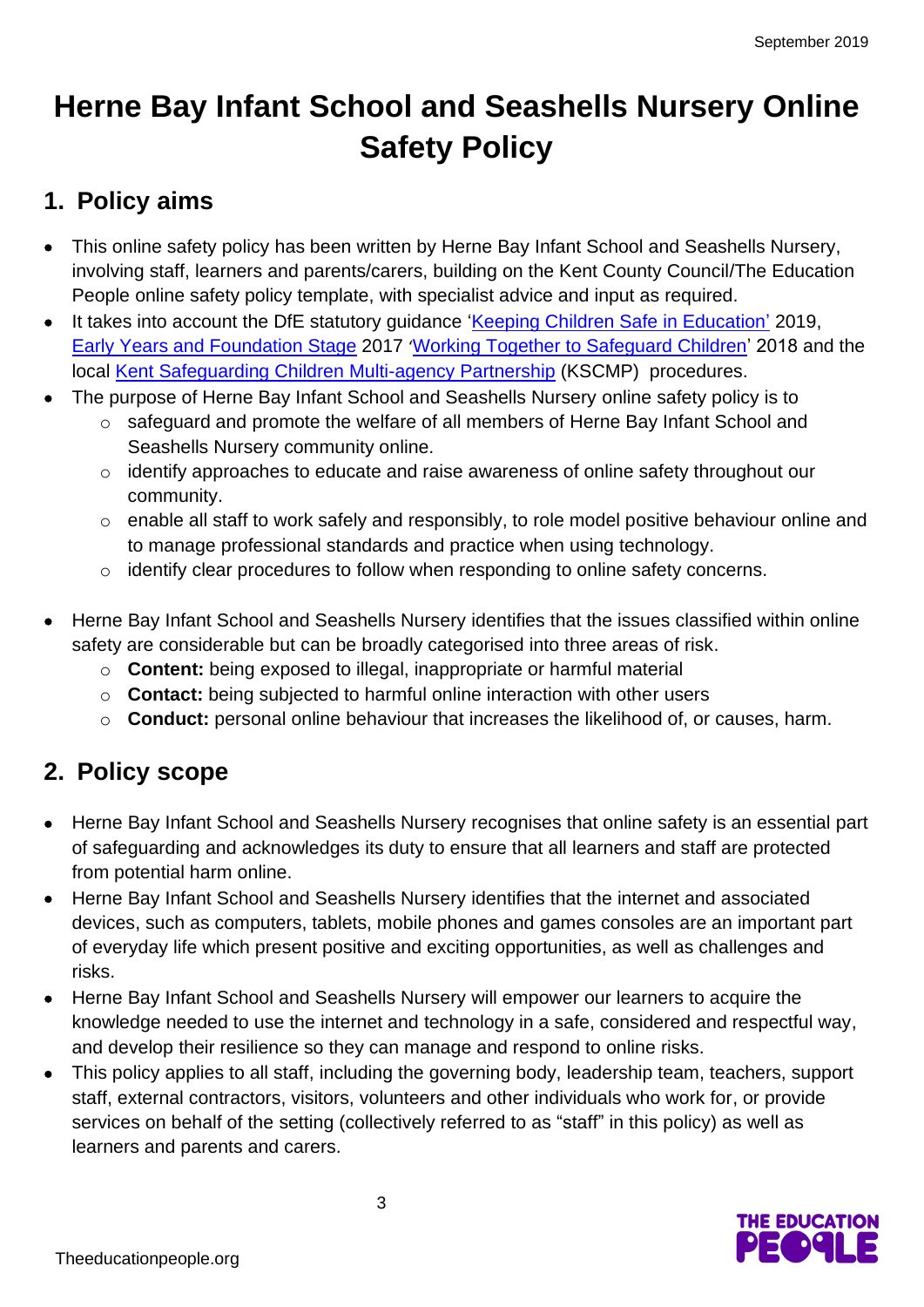# Herne Bay Infant School and Seashells Nursery Online Safety Policy

## 1. Policy aims

- This online safety policy has been written by Herne Bay Infant School and Seashells Nursery, involving staff, learners and parents/carers, building on the Kent County Council/The Education People online safety policy template, with specialist advice and input as required.
- It takes into account the DfE statutory guidance 'Keeping Children Safe in Education' 2019, Early Years and Foundation Stage 2017 'Working Together to Safeguard Children' 2018 and the local Kent Safeguarding Children Multi-agency Partnership (KSCMP) procedures.
- The purpose of Herne Bay Infant School and Seashells Nursery online safety policy is to
  - safeguard and promote the welfare of all members of Herne Bay Infant School and Seashells Nursery community online.
  - identify approaches to educate and raise awareness of online safety throughout our community.
  - enable all staff to work safely and responsibly, to role model positive behaviour online and to manage professional standards and practice when using technology.
  - identify clear procedures to follow when responding to online safety concerns.

- Herne Bay Infant School and Seashells Nursery identifies that the issues classified within online safety are considerable but can be broadly categorised into three areas of risk.
  - **Content:** being exposed to illegal, inappropriate or harmful material
  - **Contact:** being subjected to harmful online interaction with other users
  - **Conduct:** personal online behaviour that increases the likelihood of, or causes, harm.

## 2. Policy scope

- Herne Bay Infant School and Seashells Nursery recognises that online safety is an essential part of safeguarding and acknowledges its duty to ensure that all learners and staff are protected from potential harm online.
- Herne Bay Infant School and Seashells Nursery identifies that the internet and associated devices, such as computers, tablets, mobile phones and games consoles are an important part of everyday life which present positive and exciting opportunities, as well as challenges and risks.
- Herne Bay Infant School and Seashells Nursery will empower our learners to acquire the knowledge needed to use the internet and technology in a safe, considered and respectful way, and develop their resilience so they can manage and respond to online risks.
- This policy applies to all staff, including the governing body, leadership team, teachers, support staff, external contractors, visitors, volunteers and other individuals who work for, or provide services on behalf of the setting (collectively referred to as "staff" in this policy) as well as learners and parents and carers.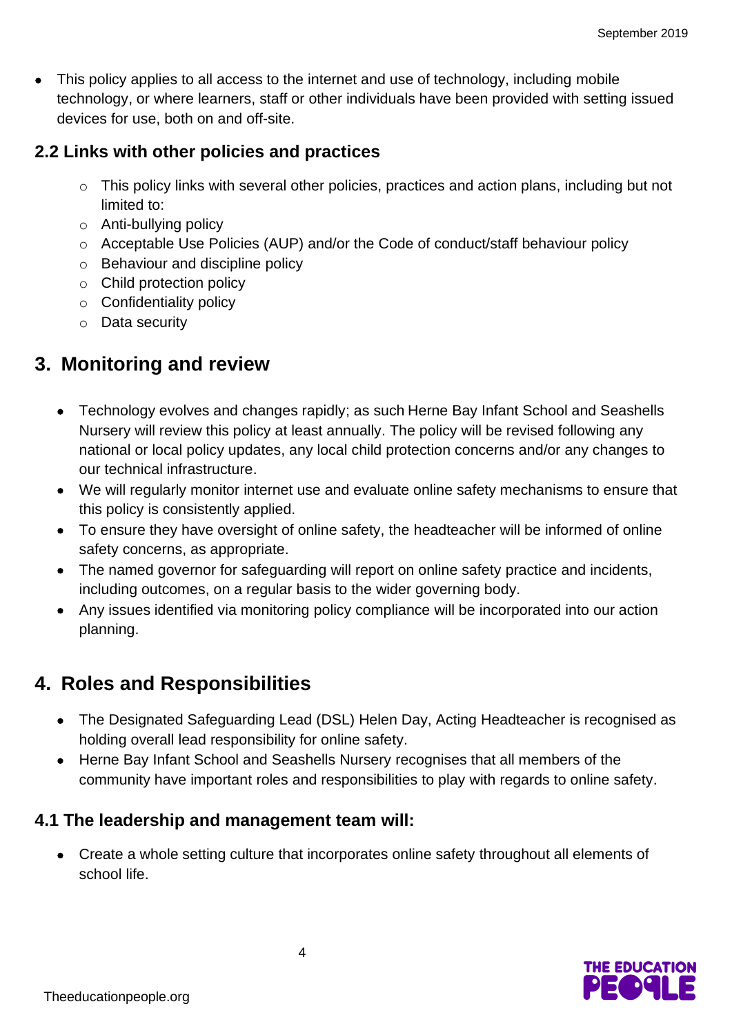- This policy applies to all access to the internet and use of technology, including mobile technology, or where learners, staff or other individuals have been provided with setting issued devices for use, both on and off-site.

### 2.2 Links with other policies and practices

- This policy links with several other policies, practices and action plans, including but not limited to:
- Anti-bullying policy
- Acceptable Use Policies (AUP) and/or the Code of conduct/staff behaviour policy
- Behaviour and discipline policy
- Child protection policy
- Confidentiality policy
- Data security

## 3. Monitoring and review

- Technology evolves and changes rapidly; as such Herne Bay Infant School and Seashells Nursery will review this policy at least annually. The policy will be revised following any national or local policy updates, any local child protection concerns and/or any changes to our technical infrastructure.
- We will regularly monitor internet use and evaluate online safety mechanisms to ensure that this policy is consistently applied.
- To ensure they have oversight of online safety, the headteacher will be informed of online safety concerns, as appropriate.
- The named governor for safeguarding will report on online safety practice and incidents, including outcomes, on a regular basis to the wider governing body.
- Any issues identified via monitoring policy compliance will be incorporated into our action planning.

## 4. Roles and Responsibilities

- The Designated Safeguarding Lead (DSL) Helen Day, Acting Headteacher is recognised as holding overall lead responsibility for online safety.
- Herne Bay Infant School and Seashells Nursery recognises that all members of the community have important roles and responsibilities to play with regards to online safety.

### 4.1 The leadership and management team will:

- Create a whole setting culture that incorporates online safety throughout all elements of school life.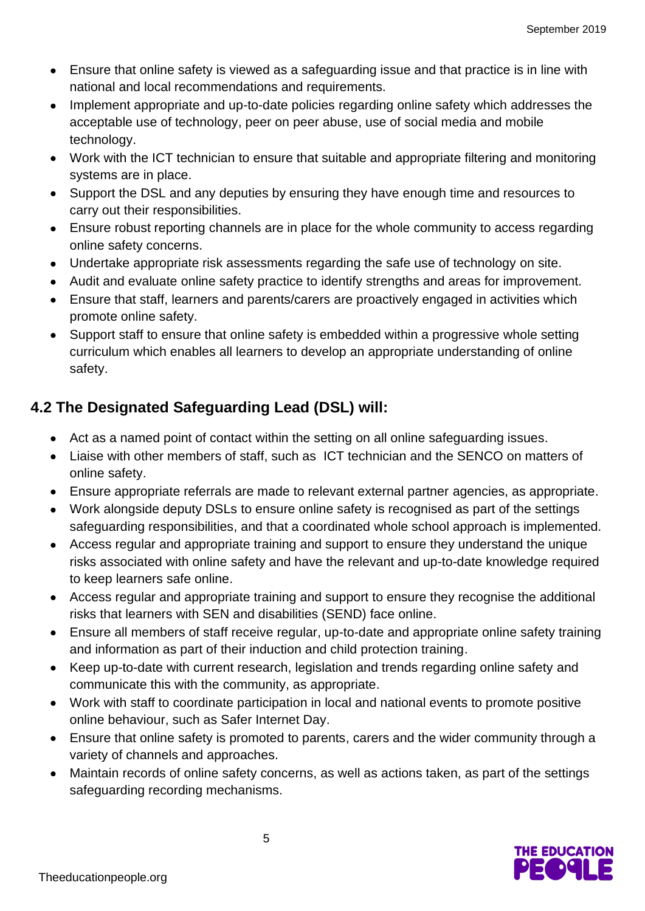- Ensure that online safety is viewed as a safeguarding issue and that practice is in line with national and local recommendations and requirements.
- Implement appropriate and up-to-date policies regarding online safety which addresses the acceptable use of technology, peer on peer abuse, use of social media and mobile technology.
- Work with the ICT technician to ensure that suitable and appropriate filtering and monitoring systems are in place.
- Support the DSL and any deputies by ensuring they have enough time and resources to carry out their responsibilities.
- Ensure robust reporting channels are in place for the whole community to access regarding online safety concerns.
- Undertake appropriate risk assessments regarding the safe use of technology on site.
- Audit and evaluate online safety practice to identify strengths and areas for improvement.
- Ensure that staff, learners and parents/carers are proactively engaged in activities which promote online safety.
- Support staff to ensure that online safety is embedded within a progressive whole setting curriculum which enables all learners to develop an appropriate understanding of online safety.

## 4.2 The Designated Safeguarding Lead (DSL) will:

- Act as a named point of contact within the setting on all online safeguarding issues.
- Liaise with other members of staff, such as ICT technician and the SENCO on matters of online safety.
- Ensure appropriate referrals are made to relevant external partner agencies, as appropriate.
- Work alongside deputy DSLs to ensure online safety is recognised as part of the settings safeguarding responsibilities, and that a coordinated whole school approach is implemented.
- Access regular and appropriate training and support to ensure they understand the unique risks associated with online safety and have the relevant and up-to-date knowledge required to keep learners safe online.
- Access regular and appropriate training and support to ensure they recognise the additional risks that learners with SEN and disabilities (SEND) face online.
- Ensure all members of staff receive regular, up-to-date and appropriate online safety training and information as part of their induction and child protection training.
- Keep up-to-date with current research, legislation and trends regarding online safety and communicate this with the community, as appropriate.
- Work with staff to coordinate participation in local and national events to promote positive online behaviour, such as Safer Internet Day.
- Ensure that online safety is promoted to parents, carers and the wider community through a variety of channels and approaches.
- Maintain records of online safety concerns, as well as actions taken, as part of the settings safeguarding recording mechanisms.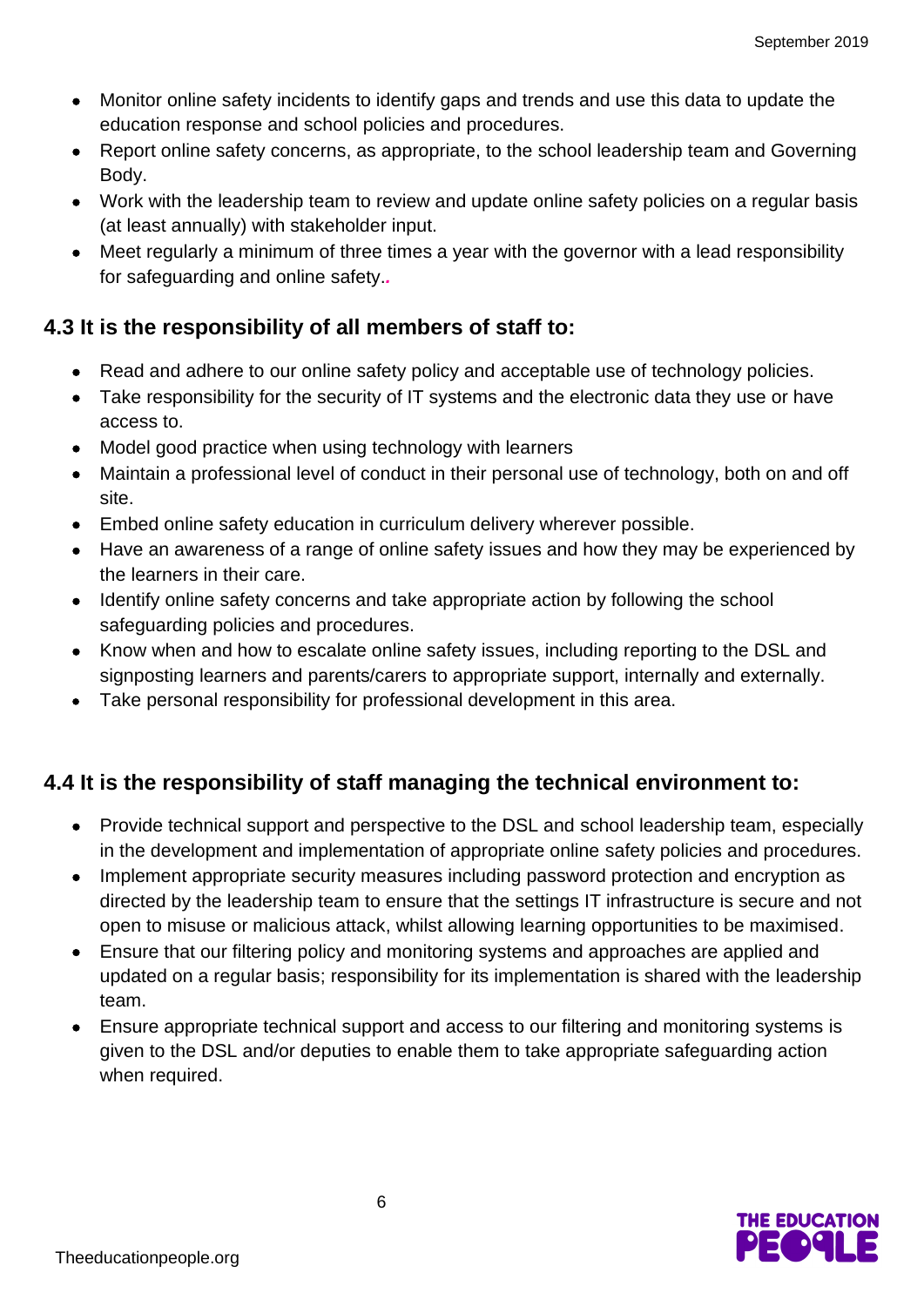- Monitor online safety incidents to identify gaps and trends and use this data to update the education response and school policies and procedures.
- Report online safety concerns, as appropriate, to the school leadership team and Governing Body.
- Work with the leadership team to review and update online safety policies on a regular basis (at least annually) with stakeholder input.
- Meet regularly a minimum of three times a year with the governor with a lead responsibility for safeguarding and online safety..

## 4.3 It is the responsibility of all members of staff to:

- Read and adhere to our online safety policy and acceptable use of technology policies.
- Take responsibility for the security of IT systems and the electronic data they use or have access to.
- Model good practice when using technology with learners
- Maintain a professional level of conduct in their personal use of technology, both on and off site.
- Embed online safety education in curriculum delivery wherever possible.
- Have an awareness of a range of online safety issues and how they may be experienced by the learners in their care.
- Identify online safety concerns and take appropriate action by following the school safeguarding policies and procedures.
- Know when and how to escalate online safety issues, including reporting to the DSL and signposting learners and parents/carers to appropriate support, internally and externally.
- Take personal responsibility for professional development in this area.

## 4.4 It is the responsibility of staff managing the technical environment to:

- Provide technical support and perspective to the DSL and school leadership team, especially in the development and implementation of appropriate online safety policies and procedures.
- Implement appropriate security measures including password protection and encryption as directed by the leadership team to ensure that the settings IT infrastructure is secure and not open to misuse or malicious attack, whilst allowing learning opportunities to be maximised.
- Ensure that our filtering policy and monitoring systems and approaches are applied and updated on a regular basis; responsibility for its implementation is shared with the leadership team.
- Ensure appropriate technical support and access to our filtering and monitoring systems is given to the DSL and/or deputies to enable them to take appropriate safeguarding action when required.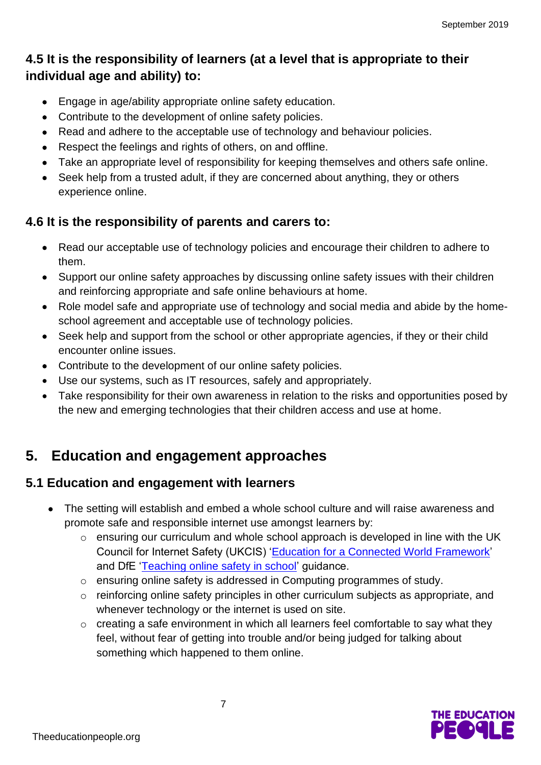### 4.5 It is the responsibility of learners (at a level that is appropriate to their individual age and ability) to:

- Engage in age/ability appropriate online safety education.
- Contribute to the development of online safety policies.
- Read and adhere to the acceptable use of technology and behaviour policies.
- Respect the feelings and rights of others, on and offline.
- Take an appropriate level of responsibility for keeping themselves and others safe online.
- Seek help from a trusted adult, if they are concerned about anything, they or others experience online.

### 4.6 It is the responsibility of parents and carers to:

- Read our acceptable use of technology policies and encourage their children to adhere to them.
- Support our online safety approaches by discussing online safety issues with their children and reinforcing appropriate and safe online behaviours at home.
- Role model safe and appropriate use of technology and social media and abide by the home-school agreement and acceptable use of technology policies.
- Seek help and support from the school or other appropriate agencies, if they or their child encounter online issues.
- Contribute to the development of our online safety policies.
- Use our systems, such as IT resources, safely and appropriately.
- Take responsibility for their own awareness in relation to the risks and opportunities posed by the new and emerging technologies that their children access and use at home.

## 5. Education and engagement approaches

### 5.1 Education and engagement with learners

- The setting will establish and embed a whole school culture and will raise awareness and promote safe and responsible internet use amongst learners by:
  - ensuring our curriculum and whole school approach is developed in line with the UK Council for Internet Safety (UKCIS) '[Education for a Connected World Framework](#)' and DfE '[Teaching online safety in school](#)' guidance.
  - ensuring online safety is addressed in Computing programmes of study.
  - reinforcing online safety principles in other curriculum subjects as appropriate, and whenever technology or the internet is used on site.
  - creating a safe environment in which all learners feel comfortable to say what they feel, without fear of getting into trouble and/or being judged for talking about something which happened to them online.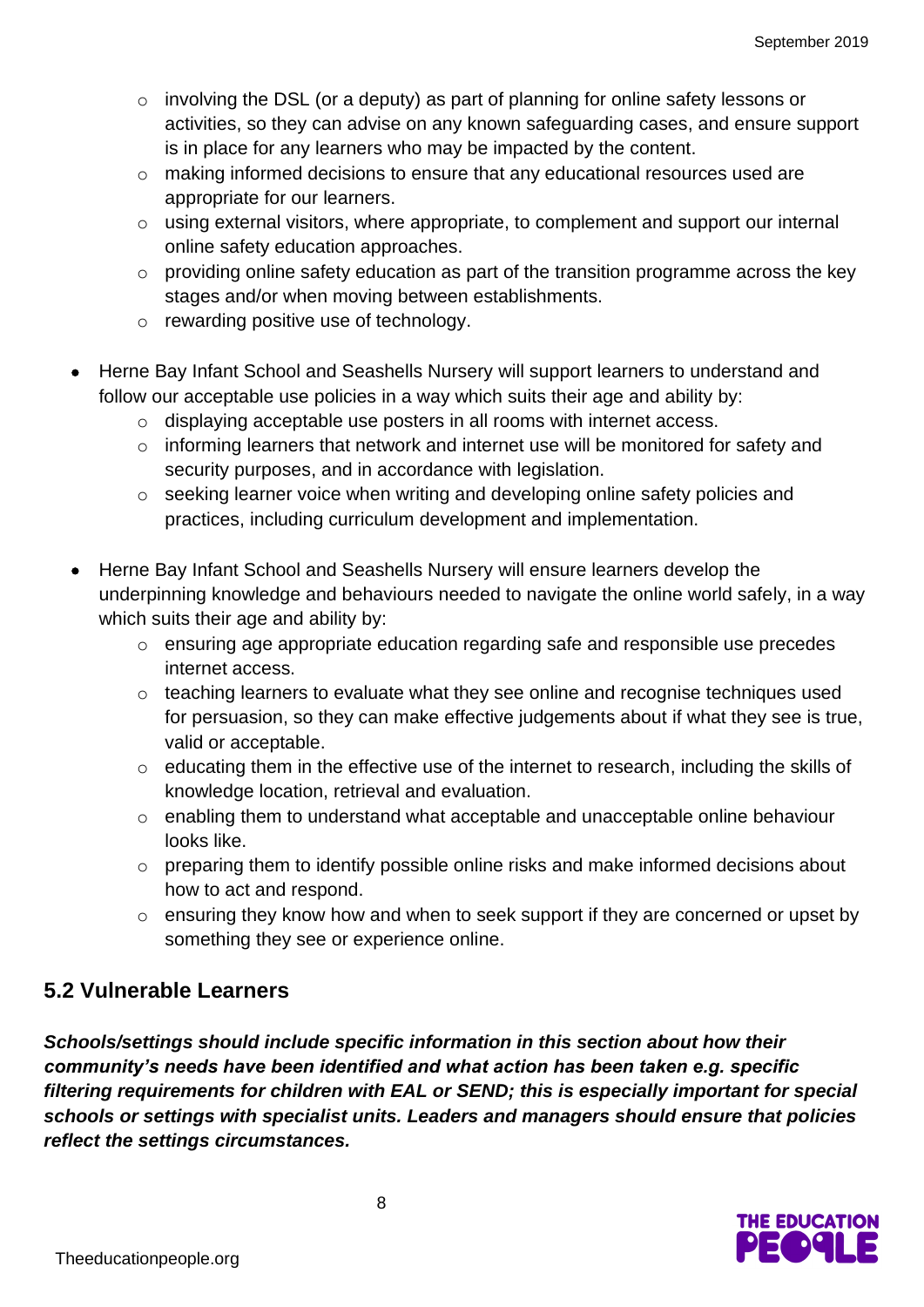- involving the DSL (or a deputy) as part of planning for online safety lessons or activities, so they can advise on any known safeguarding cases, and ensure support is in place for any learners who may be impacted by the content.
    - making informed decisions to ensure that any educational resources used are appropriate for our learners.
    - using external visitors, where appropriate, to complement and support our internal online safety education approaches.
    - providing online safety education as part of the transition programme across the key stages and/or when moving between establishments.
    - rewarding positive use of technology.

- Herne Bay Infant School and Seashells Nursery will support learners to understand and follow our acceptable use policies in a way which suits their age and ability by:
    - displaying acceptable use posters in all rooms with internet access.
    - informing learners that network and internet use will be monitored for safety and security purposes, and in accordance with legislation.
    - seeking learner voice when writing and developing online safety policies and practices, including curriculum development and implementation.

- Herne Bay Infant School and Seashells Nursery will ensure learners develop the underpinning knowledge and behaviours needed to navigate the online world safely, in a way which suits their age and ability by:
    - ensuring age appropriate education regarding safe and responsible use precedes internet access.
    - teaching learners to evaluate what they see online and recognise techniques used for persuasion, so they can make effective judgements about if what they see is true, valid or acceptable.
    - educating them in the effective use of the internet to research, including the skills of knowledge location, retrieval and evaluation.
    - enabling them to understand what acceptable and unacceptable online behaviour looks like.
    - preparing them to identify possible online risks and make informed decisions about how to act and respond.
    - ensuring they know how and when to seek support if they are concerned or upset by something they see or experience online.

## 5.2 Vulnerable Learners

***Schools/settings should include specific information in this section about how their community's needs have been identified and what action has been taken e.g. specific filtering requirements for children with EAL or SEND; this is especially important for special schools or settings with specialist units. Leaders and managers should ensure that policies reflect the settings circumstances.***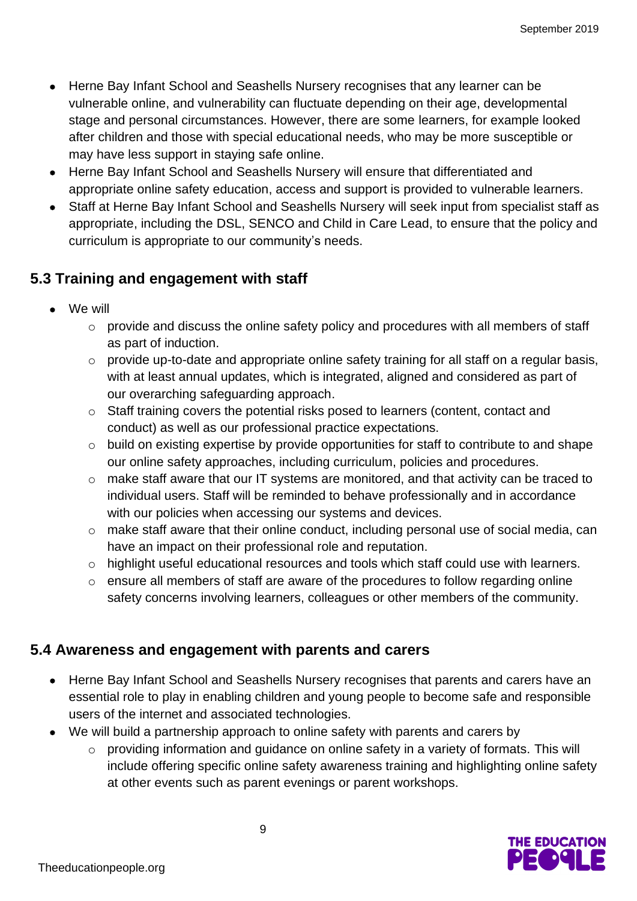- Herne Bay Infant School and Seashells Nursery recognises that any learner can be vulnerable online, and vulnerability can fluctuate depending on their age, developmental stage and personal circumstances. However, there are some learners, for example looked after children and those with special educational needs, who may be more susceptible or may have less support in staying safe online.
- Herne Bay Infant School and Seashells Nursery will ensure that differentiated and appropriate online safety education, access and support is provided to vulnerable learners.
- Staff at Herne Bay Infant School and Seashells Nursery will seek input from specialist staff as appropriate, including the DSL, SENCO and Child in Care Lead, to ensure that the policy and curriculum is appropriate to our community's needs.

## 5.3 Training and engagement with staff

- We will
  - provide and discuss the online safety policy and procedures with all members of staff as part of induction.
  - provide up-to-date and appropriate online safety training for all staff on a regular basis, with at least annual updates, which is integrated, aligned and considered as part of our overarching safeguarding approach.
  - Staff training covers the potential risks posed to learners (content, contact and conduct) as well as our professional practice expectations.
  - build on existing expertise by provide opportunities for staff to contribute to and shape our online safety approaches, including curriculum, policies and procedures.
  - make staff aware that our IT systems are monitored, and that activity can be traced to individual users. Staff will be reminded to behave professionally and in accordance with our policies when accessing our systems and devices.
  - make staff aware that their online conduct, including personal use of social media, can have an impact on their professional role and reputation.
  - highlight useful educational resources and tools which staff could use with learners.
  - ensure all members of staff are aware of the procedures to follow regarding online safety concerns involving learners, colleagues or other members of the community.

## 5.4 Awareness and engagement with parents and carers

- Herne Bay Infant School and Seashells Nursery recognises that parents and carers have an essential role to play in enabling children and young people to become safe and responsible users of the internet and associated technologies.
- We will build a partnership approach to online safety with parents and carers by
  - providing information and guidance on online safety in a variety of formats. This will include offering specific online safety awareness training and highlighting online safety at other events such as parent evenings or parent workshops.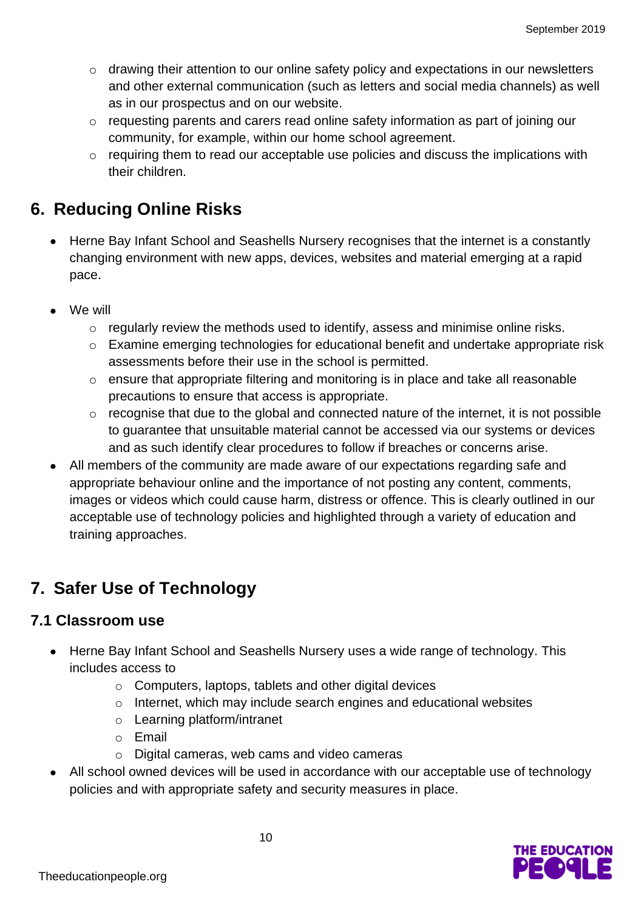- drawing their attention to our online safety policy and expectations in our newsletters and other external communication (such as letters and social media channels) as well as in our prospectus and on our website.
  - requesting parents and carers read online safety information as part of joining our community, for example, within our home school agreement.
  - requiring them to read our acceptable use policies and discuss the implications with their children.

## 6. Reducing Online Risks

- Herne Bay Infant School and Seashells Nursery recognises that the internet is a constantly changing environment with new apps, devices, websites and material emerging at a rapid pace.

- We will
  - regularly review the methods used to identify, assess and minimise online risks.
  - Examine emerging technologies for educational benefit and undertake appropriate risk assessments before their use in the school is permitted.
  - ensure that appropriate filtering and monitoring is in place and take all reasonable precautions to ensure that access is appropriate.
  - recognise that due to the global and connected nature of the internet, it is not possible to guarantee that unsuitable material cannot be accessed via our systems or devices and as such identify clear procedures to follow if breaches or concerns arise.
- All members of the community are made aware of our expectations regarding safe and appropriate behaviour online and the importance of not posting any content, comments, images or videos which could cause harm, distress or offence. This is clearly outlined in our acceptable use of technology policies and highlighted through a variety of education and training approaches.

## 7. Safer Use of Technology

### 7.1 Classroom use

- Herne Bay Infant School and Seashells Nursery uses a wide range of technology. This includes access to
  - Computers, laptops, tablets and other digital devices
  - Internet, which may include search engines and educational websites
  - Learning platform/intranet
  - Email
  - Digital cameras, web cams and video cameras
- All school owned devices will be used in accordance with our acceptable use of technology policies and with appropriate safety and security measures in place.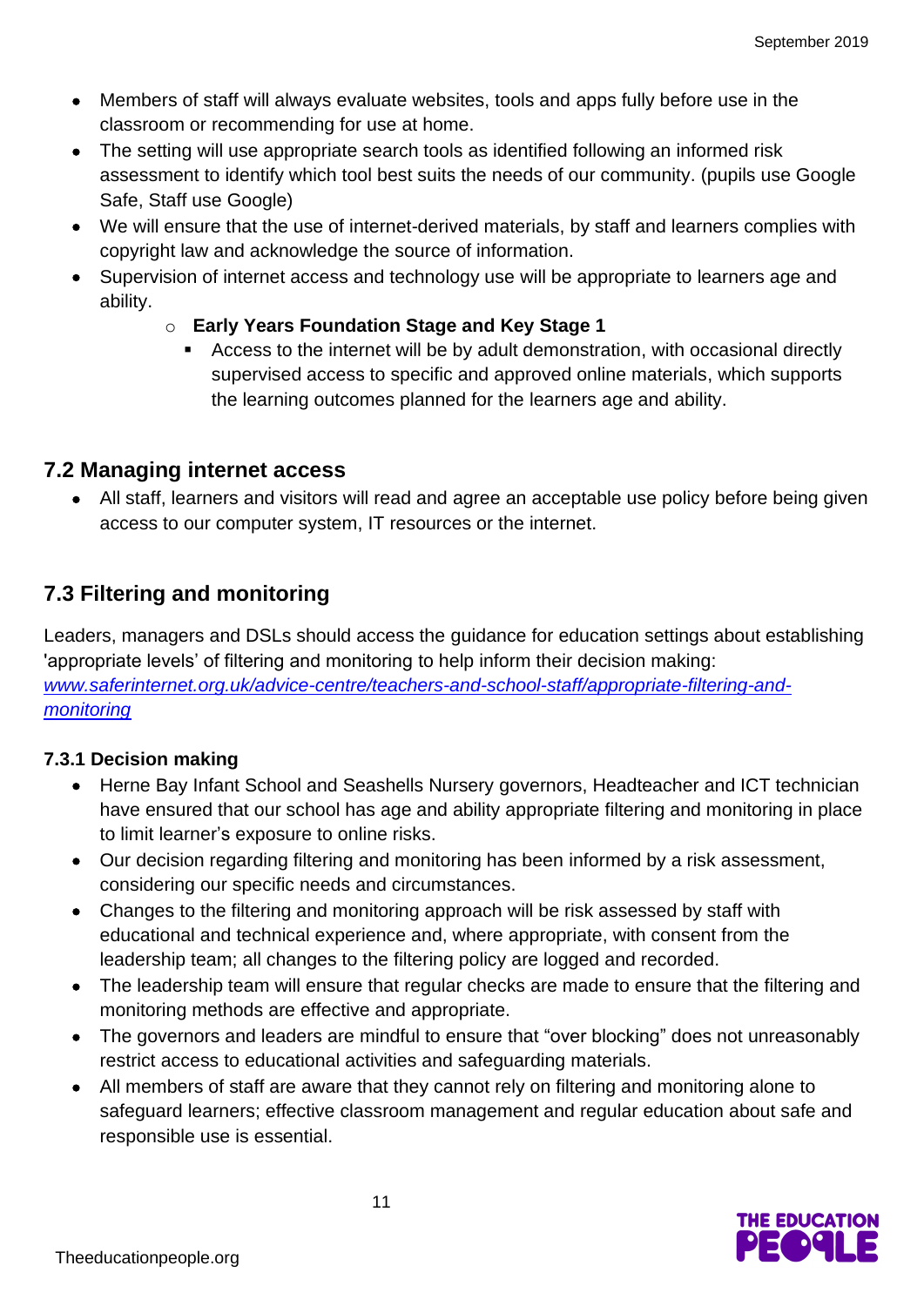- Members of staff will always evaluate websites, tools and apps fully before use in the classroom or recommending for use at home.
- The setting will use appropriate search tools as identified following an informed risk assessment to identify which tool best suits the needs of our community. (pupils use Google Safe, Staff use Google)
- We will ensure that the use of internet-derived materials, by staff and learners complies with copyright law and acknowledge the source of information.
- Supervision of internet access and technology use will be appropriate to learners age and ability.
    - **Early Years Foundation Stage and Key Stage 1**
        - Access to the internet will be by adult demonstration, with occasional directly supervised access to specific and approved online materials, which supports the learning outcomes planned for the learners age and ability.

## 7.2 Managing internet access

- All staff, learners and visitors will read and agree an acceptable use policy before being given access to our computer system, IT resources or the internet.

## 7.3 Filtering and monitoring

Leaders, managers and DSLs should access the guidance for education settings about establishing 'appropriate levels' of filtering and monitoring to help inform their decision making: [www.saferinternet.org.uk/advice-centre/teachers-and-school-staff/appropriate-filtering-and-monitoring](www.saferinternet.org.uk/advice-centre/teachers-and-school-staff/appropriate-filtering-and-monitoring)

### 7.3.1 Decision making

- Herne Bay Infant School and Seashells Nursery governors, Headteacher and ICT technician have ensured that our school has age and ability appropriate filtering and monitoring in place to limit learner's exposure to online risks.
- Our decision regarding filtering and monitoring has been informed by a risk assessment, considering our specific needs and circumstances.
- Changes to the filtering and monitoring approach will be risk assessed by staff with educational and technical experience and, where appropriate, with consent from the leadership team; all changes to the filtering policy are logged and recorded.
- The leadership team will ensure that regular checks are made to ensure that the filtering and monitoring methods are effective and appropriate.
- The governors and leaders are mindful to ensure that "over blocking" does not unreasonably restrict access to educational activities and safeguarding materials.
- All members of staff are aware that they cannot rely on filtering and monitoring alone to safeguard learners; effective classroom management and regular education about safe and responsible use is essential.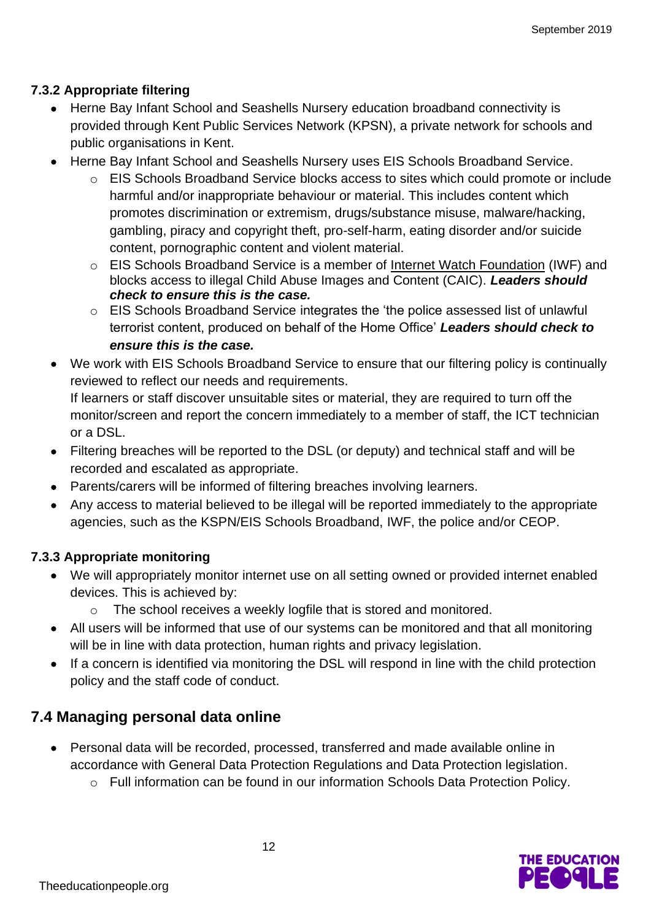### 7.3.2 Appropriate filtering

- Herne Bay Infant School and Seashells Nursery education broadband connectivity is provided through Kent Public Services Network (KPSN), a private network for schools and public organisations in Kent.
- Herne Bay Infant School and Seashells Nursery uses EIS Schools Broadband Service.
    - EIS Schools Broadband Service blocks access to sites which could promote or include harmful and/or inappropriate behaviour or material. This includes content which promotes discrimination or extremism, drugs/substance misuse, malware/hacking, gambling, piracy and copyright theft, pro-self-harm, eating disorder and/or suicide content, pornographic content and violent material.
    - EIS Schools Broadband Service is a member of Internet Watch Foundation (IWF) and blocks access to illegal Child Abuse Images and Content (CAIC). ***Leaders should check to ensure this is the case.***
    - EIS Schools Broadband Service integrates the 'the police assessed list of unlawful terrorist content, produced on behalf of the Home Office' ***Leaders should check to ensure this is the case.***
- We work with EIS Schools Broadband Service to ensure that our filtering policy is continually reviewed to reflect our needs and requirements.
  If learners or staff discover unsuitable sites or material, they are required to turn off the monitor/screen and report the concern immediately to a member of staff, the ICT technician or a DSL.
- Filtering breaches will be reported to the DSL (or deputy) and technical staff and will be recorded and escalated as appropriate.
- Parents/carers will be informed of filtering breaches involving learners.
- Any access to material believed to be illegal will be reported immediately to the appropriate agencies, such as the KSPN/EIS Schools Broadband, IWF, the police and/or CEOP.

### 7.3.3 Appropriate monitoring

- We will appropriately monitor internet use on all setting owned or provided internet enabled devices. This is achieved by:
    - The school receives a weekly logfile that is stored and monitored.
- All users will be informed that use of our systems can be monitored and that all monitoring will be in line with data protection, human rights and privacy legislation.
- If a concern is identified via monitoring the DSL will respond in line with the child protection policy and the staff code of conduct.

## 7.4 Managing personal data online

- Personal data will be recorded, processed, transferred and made available online in accordance with General Data Protection Regulations and Data Protection legislation.
    - Full information can be found in our information Schools Data Protection Policy.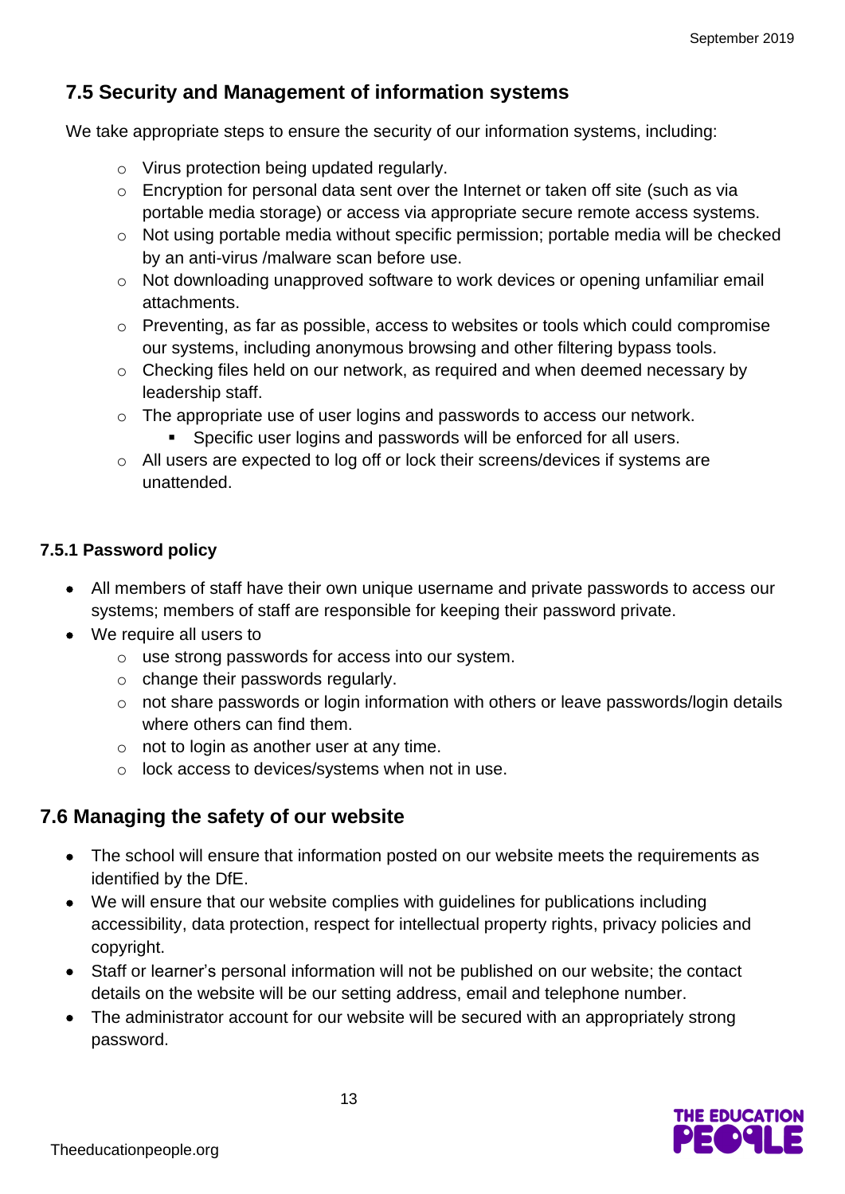## 7.5 Security and Management of information systems

We take appropriate steps to ensure the security of our information systems, including:

- Virus protection being updated regularly.
- Encryption for personal data sent over the Internet or taken off site (such as via portable media storage) or access via appropriate secure remote access systems.
- Not using portable media without specific permission; portable media will be checked by an anti-virus /malware scan before use.
- Not downloading unapproved software to work devices or opening unfamiliar email attachments.
- Preventing, as far as possible, access to websites or tools which could compromise our systems, including anonymous browsing and other filtering bypass tools.
- Checking files held on our network, as required and when deemed necessary by leadership staff.
- The appropriate use of user logins and passwords to access our network.
  - Specific user logins and passwords will be enforced for all users.
- All users are expected to log off or lock their screens/devices if systems are unattended.

### 7.5.1 Password policy

- All members of staff have their own unique username and private passwords to access our systems; members of staff are responsible for keeping their password private.
- We require all users to
  - use strong passwords for access into our system.
  - change their passwords regularly.
  - not share passwords or login information with others or leave passwords/login details where others can find them.
  - not to login as another user at any time.
  - lock access to devices/systems when not in use.

## 7.6 Managing the safety of our website

- The school will ensure that information posted on our website meets the requirements as identified by the DfE.
- We will ensure that our website complies with guidelines for publications including accessibility, data protection, respect for intellectual property rights, privacy policies and copyright.
- Staff or learner's personal information will not be published on our website; the contact details on the website will be our setting address, email and telephone number.
- The administrator account for our website will be secured with an appropriately strong password.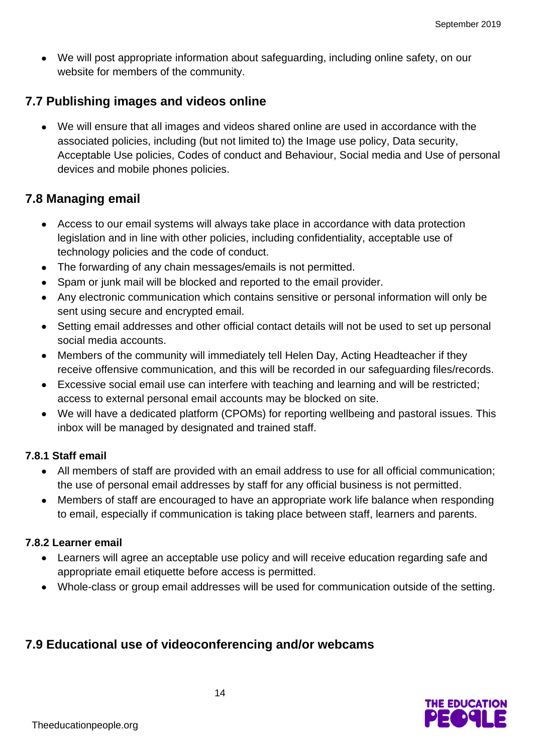- We will post appropriate information about safeguarding, including online safety, on our website for members of the community.

## 7.7 Publishing images and videos online

- We will ensure that all images and videos shared online are used in accordance with the associated policies, including (but not limited to) the Image use policy, Data security, Acceptable Use policies, Codes of conduct and Behaviour, Social media and Use of personal devices and mobile phones policies.

## 7.8 Managing email

- Access to our email systems will always take place in accordance with data protection legislation and in line with other policies, including confidentiality, acceptable use of technology policies and the code of conduct.
- The forwarding of any chain messages/emails is not permitted.
- Spam or junk mail will be blocked and reported to the email provider.
- Any electronic communication which contains sensitive or personal information will only be sent using secure and encrypted email.
- Setting email addresses and other official contact details will not be used to set up personal social media accounts.
- Members of the community will immediately tell Helen Day, Acting Headteacher if they receive offensive communication, and this will be recorded in our safeguarding files/records.
- Excessive social email use can interfere with teaching and learning and will be restricted; access to external personal email accounts may be blocked on site.
- We will have a dedicated platform (CPOMs) for reporting wellbeing and pastoral issues. This inbox will be managed by designated and trained staff.

### 7.8.1 Staff email

- All members of staff are provided with an email address to use for all official communication; the use of personal email addresses by staff for any official business is not permitted.
- Members of staff are encouraged to have an appropriate work life balance when responding to email, especially if communication is taking place between staff, learners and parents.

### 7.8.2 Learner email

- Learners will agree an acceptable use policy and will receive education regarding safe and appropriate email etiquette before access is permitted.
- Whole-class or group email addresses will be used for communication outside of the setting.

## 7.9 Educational use of videoconferencing and/or webcams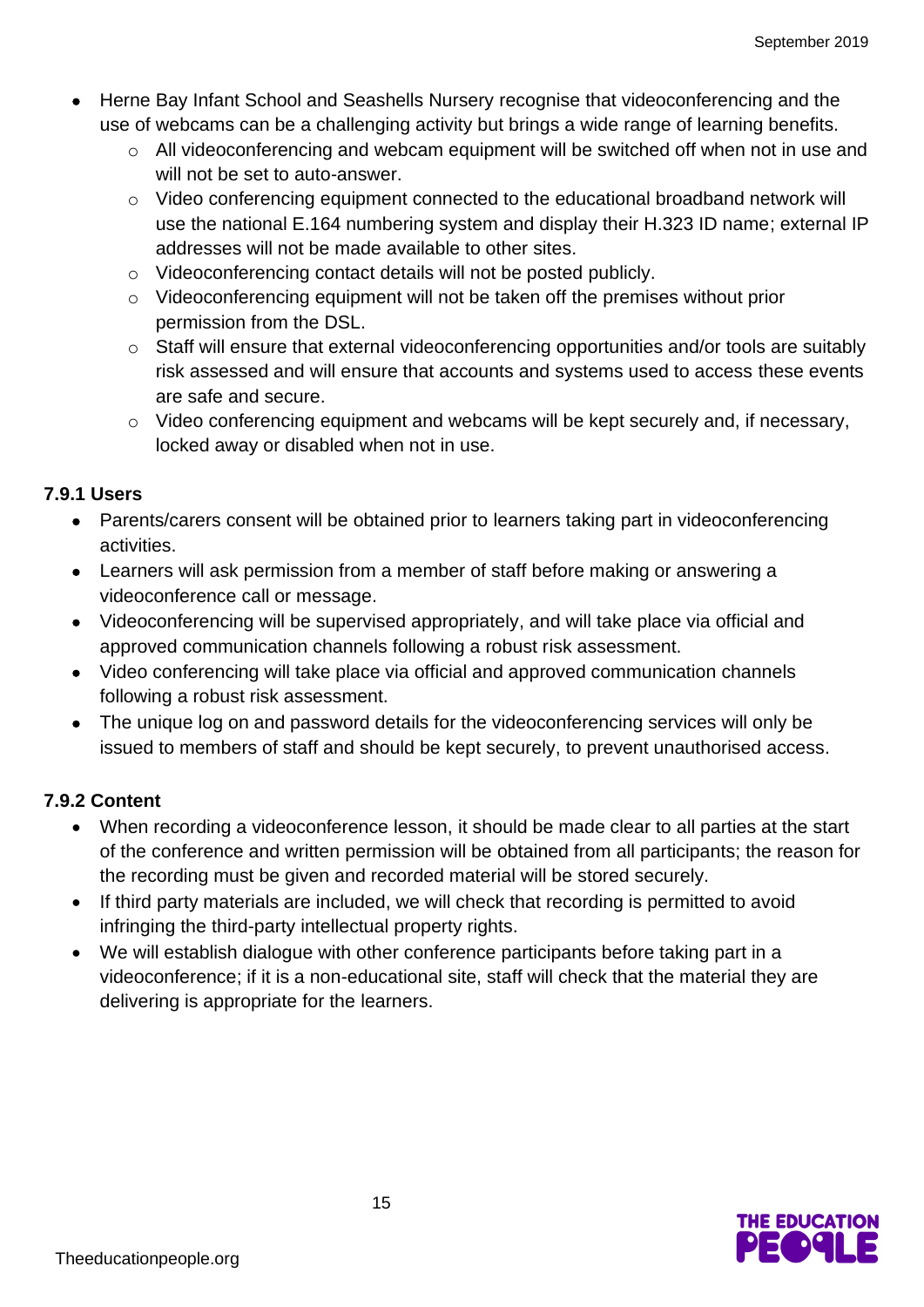- Herne Bay Infant School and Seashells Nursery recognise that videoconferencing and the use of webcams can be a challenging activity but brings a wide range of learning benefits.
    - All videoconferencing and webcam equipment will be switched off when not in use and will not be set to auto-answer.
    - Video conferencing equipment connected to the educational broadband network will use the national E.164 numbering system and display their H.323 ID name; external IP addresses will not be made available to other sites.
    - Videoconferencing contact details will not be posted publicly.
    - Videoconferencing equipment will not be taken off the premises without prior permission from the DSL.
    - Staff will ensure that external videoconferencing opportunities and/or tools are suitably risk assessed and will ensure that accounts and systems used to access these events are safe and secure.
    - Video conferencing equipment and webcams will be kept securely and, if necessary, locked away or disabled when not in use.

#### 7.9.1 Users

- Parents/carers consent will be obtained prior to learners taking part in videoconferencing activities.
- Learners will ask permission from a member of staff before making or answering a videoconference call or message.
- Videoconferencing will be supervised appropriately, and will take place via official and approved communication channels following a robust risk assessment.
- Video conferencing will take place via official and approved communication channels following a robust risk assessment.
- The unique log on and password details for the videoconferencing services will only be issued to members of staff and should be kept securely, to prevent unauthorised access.

#### 7.9.2 Content

- When recording a videoconference lesson, it should be made clear to all parties at the start of the conference and written permission will be obtained from all participants; the reason for the recording must be given and recorded material will be stored securely.
- If third party materials are included, we will check that recording is permitted to avoid infringing the third-party intellectual property rights.
- We will establish dialogue with other conference participants before taking part in a videoconference; if it is a non-educational site, staff will check that the material they are delivering is appropriate for the learners.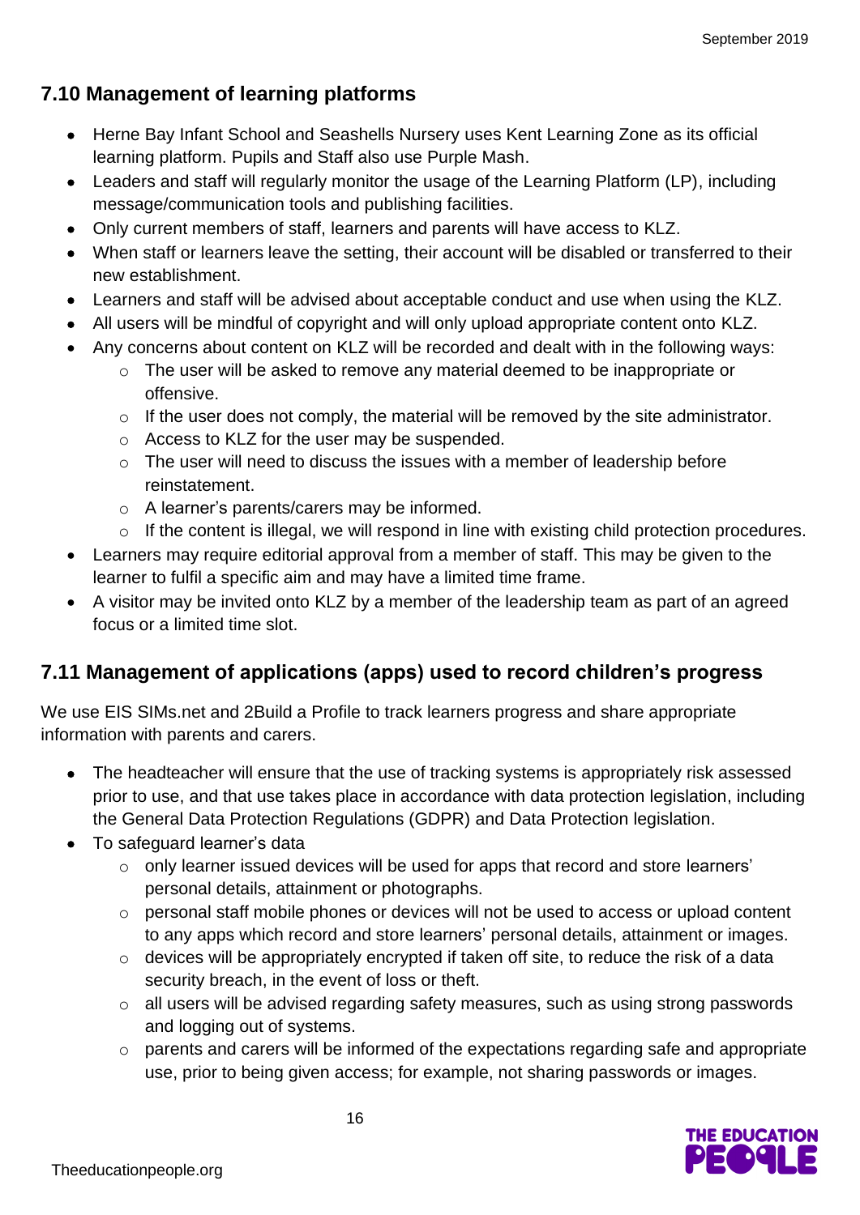## 7.10 Management of learning platforms

- Herne Bay Infant School and Seashells Nursery uses Kent Learning Zone as its official learning platform. Pupils and Staff also use Purple Mash.
- Leaders and staff will regularly monitor the usage of the Learning Platform (LP), including message/communication tools and publishing facilities.
- Only current members of staff, learners and parents will have access to KLZ.
- When staff or learners leave the setting, their account will be disabled or transferred to their new establishment.
- Learners and staff will be advised about acceptable conduct and use when using the KLZ.
- All users will be mindful of copyright and will only upload appropriate content onto KLZ.
- Any concerns about content on KLZ will be recorded and dealt with in the following ways:
  - The user will be asked to remove any material deemed to be inappropriate or offensive.
  - If the user does not comply, the material will be removed by the site administrator.
  - Access to KLZ for the user may be suspended.
  - The user will need to discuss the issues with a member of leadership before reinstatement.
  - A learner's parents/carers may be informed.
  - If the content is illegal, we will respond in line with existing child protection procedures.
- Learners may require editorial approval from a member of staff. This may be given to the learner to fulfil a specific aim and may have a limited time frame.
- A visitor may be invited onto KLZ by a member of the leadership team as part of an agreed focus or a limited time slot.

## 7.11 Management of applications (apps) used to record children's progress

We use EIS SIMs.net and 2Build a Profile to track learners progress and share appropriate information with parents and carers.

- The headteacher will ensure that the use of tracking systems is appropriately risk assessed prior to use, and that use takes place in accordance with data protection legislation, including the General Data Protection Regulations (GDPR) and Data Protection legislation.
- To safeguard learner's data
  - only learner issued devices will be used for apps that record and store learners' personal details, attainment or photographs.
  - personal staff mobile phones or devices will not be used to access or upload content to any apps which record and store learners' personal details, attainment or images.
  - devices will be appropriately encrypted if taken off site, to reduce the risk of a data security breach, in the event of loss or theft.
  - all users will be advised regarding safety measures, such as using strong passwords and logging out of systems.
  - parents and carers will be informed of the expectations regarding safe and appropriate use, prior to being given access; for example, not sharing passwords or images.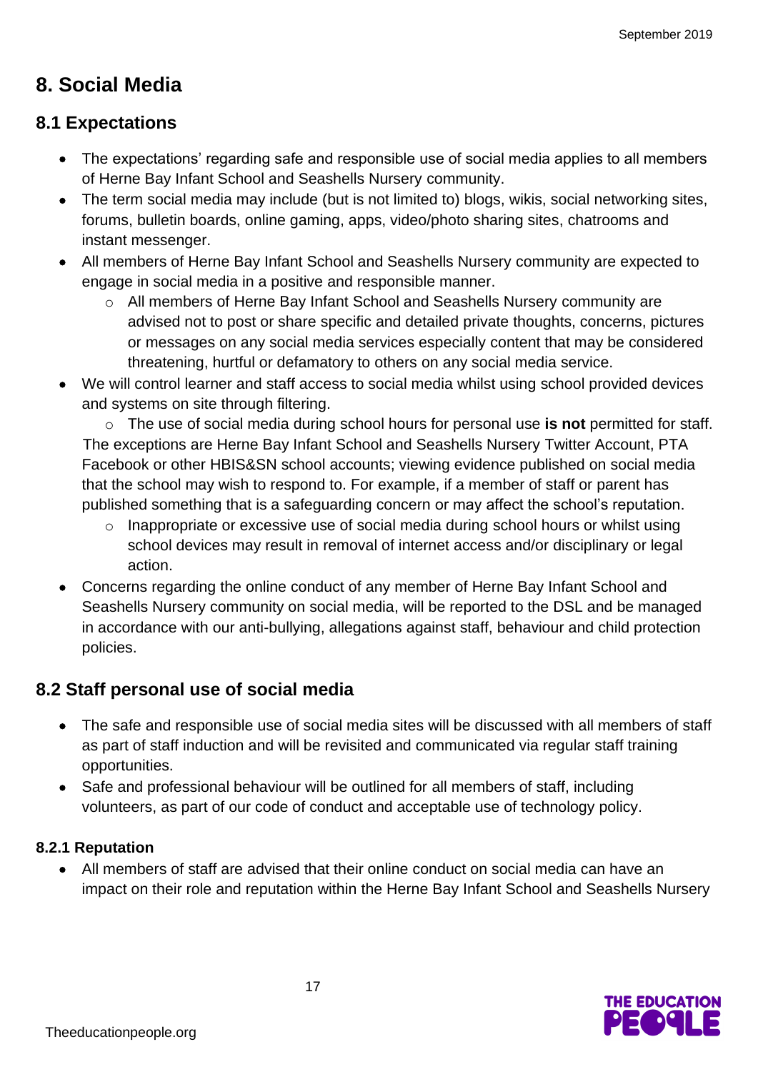# 8. Social Media

## 8.1 Expectations

- The expectations' regarding safe and responsible use of social media applies to all members of Herne Bay Infant School and Seashells Nursery community.
- The term social media may include (but is not limited to) blogs, wikis, social networking sites, forums, bulletin boards, online gaming, apps, video/photo sharing sites, chatrooms and instant messenger.
- All members of Herne Bay Infant School and Seashells Nursery community are expected to engage in social media in a positive and responsible manner.
    - All members of Herne Bay Infant School and Seashells Nursery community are advised not to post or share specific and detailed private thoughts, concerns, pictures or messages on any social media services especially content that may be considered threatening, hurtful or defamatory to others on any social media service.
- We will control learner and staff access to social media whilst using school provided devices and systems on site through filtering.
    - The use of social media during school hours for personal use **is not** permitted for staff. The exceptions are Herne Bay Infant School and Seashells Nursery Twitter Account, PTA Facebook or other HBIS&SN school accounts; viewing evidence published on social media that the school may wish to respond to. For example, if a member of staff or parent has published something that is a safeguarding concern or may affect the school's reputation.
    - Inappropriate or excessive use of social media during school hours or whilst using school devices may result in removal of internet access and/or disciplinary or legal action.
- Concerns regarding the online conduct of any member of Herne Bay Infant School and Seashells Nursery community on social media, will be reported to the DSL and be managed in accordance with our anti-bullying, allegations against staff, behaviour and child protection policies.

## 8.2 Staff personal use of social media

- The safe and responsible use of social media sites will be discussed with all members of staff as part of staff induction and will be revisited and communicated via regular staff training opportunities.
- Safe and professional behaviour will be outlined for all members of staff, including volunteers, as part of our code of conduct and acceptable use of technology policy.

### 8.2.1 Reputation

- All members of staff are advised that their online conduct on social media can have an impact on their role and reputation within the Herne Bay Infant School and Seashells Nursery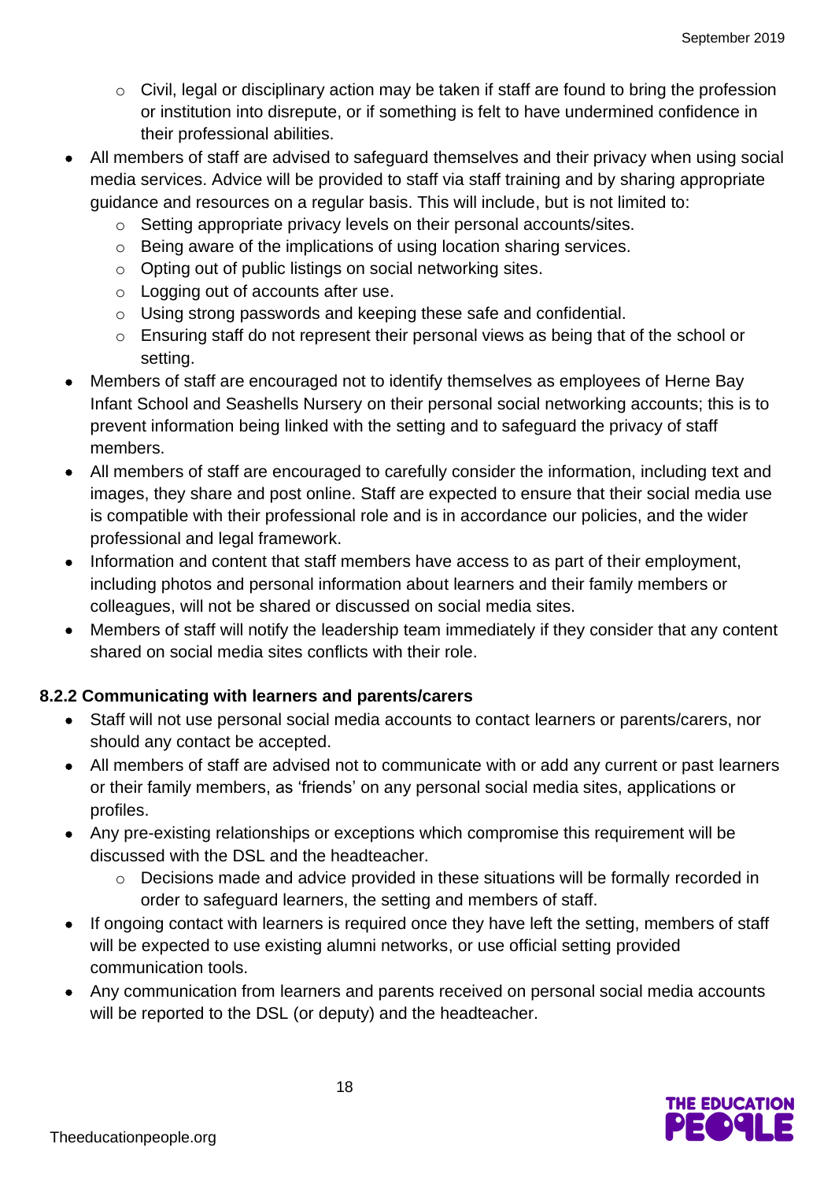- Civil, legal or disciplinary action may be taken if staff are found to bring the profession or institution into disrepute, or if something is felt to have undermined confidence in their professional abilities.
- All members of staff are advised to safeguard themselves and their privacy when using social media services. Advice will be provided to staff via staff training and by sharing appropriate guidance and resources on a regular basis. This will include, but is not limited to:
  - Setting appropriate privacy levels on their personal accounts/sites.
  - Being aware of the implications of using location sharing services.
  - Opting out of public listings on social networking sites.
  - Logging out of accounts after use.
  - Using strong passwords and keeping these safe and confidential.
  - Ensuring staff do not represent their personal views as being that of the school or setting.
- Members of staff are encouraged not to identify themselves as employees of Herne Bay Infant School and Seashells Nursery on their personal social networking accounts; this is to prevent information being linked with the setting and to safeguard the privacy of staff members.
- All members of staff are encouraged to carefully consider the information, including text and images, they share and post online. Staff are expected to ensure that their social media use is compatible with their professional role and is in accordance our policies, and the wider professional and legal framework.
- Information and content that staff members have access to as part of their employment, including photos and personal information about learners and their family members or colleagues, will not be shared or discussed on social media sites.
- Members of staff will notify the leadership team immediately if they consider that any content shared on social media sites conflicts with their role.

#### 8.2.2 Communicating with learners and parents/carers

- Staff will not use personal social media accounts to contact learners or parents/carers, nor should any contact be accepted.
- All members of staff are advised not to communicate with or add any current or past learners or their family members, as 'friends' on any personal social media sites, applications or profiles.
- Any pre-existing relationships or exceptions which compromise this requirement will be discussed with the DSL and the headteacher.
  - Decisions made and advice provided in these situations will be formally recorded in order to safeguard learners, the setting and members of staff.
- If ongoing contact with learners is required once they have left the setting, members of staff will be expected to use existing alumni networks, or use official setting provided communication tools.
- Any communication from learners and parents received on personal social media accounts will be reported to the DSL (or deputy) and the headteacher.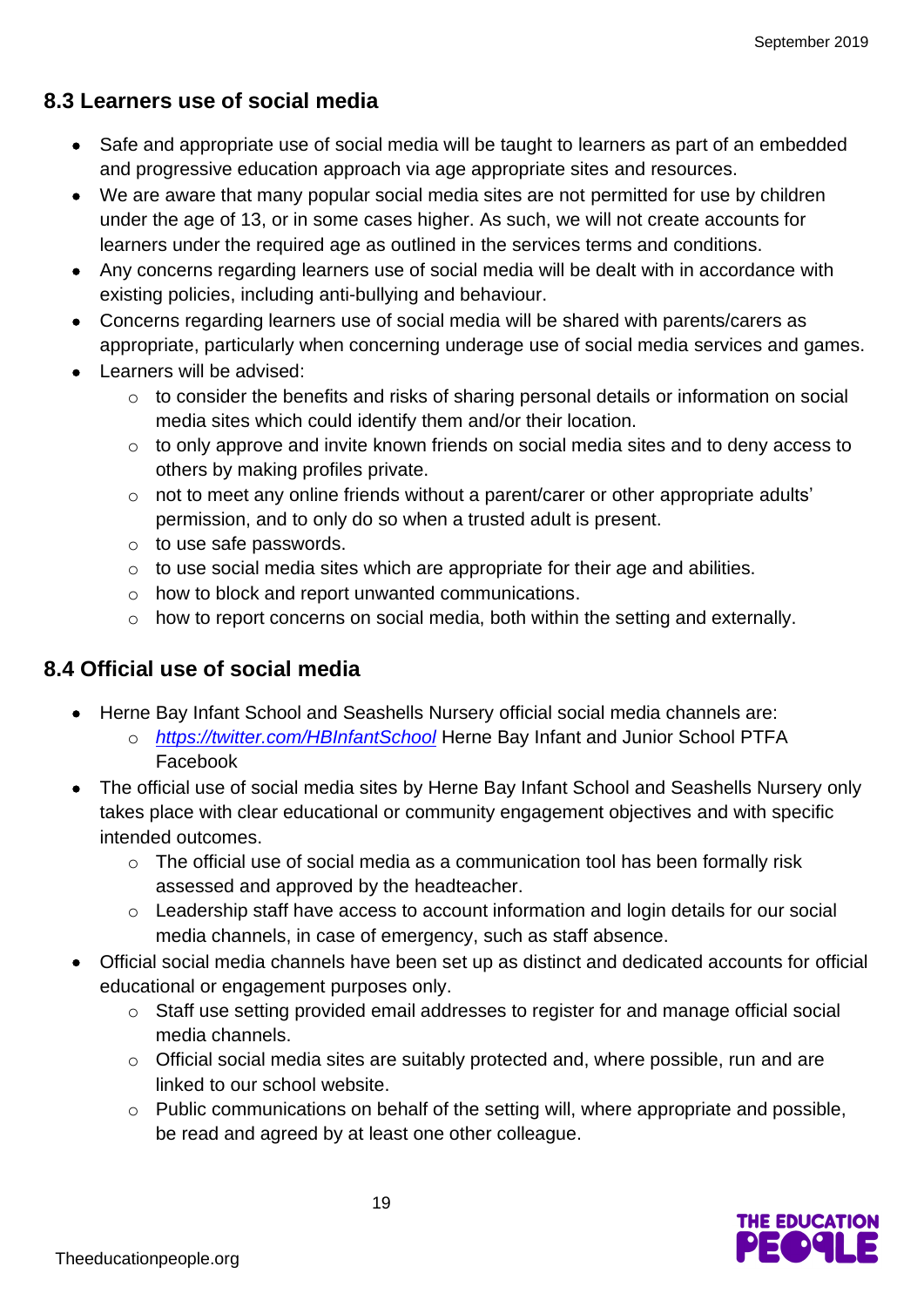## 8.3 Learners use of social media

- Safe and appropriate use of social media will be taught to learners as part of an embedded and progressive education approach via age appropriate sites and resources.
- We are aware that many popular social media sites are not permitted for use by children under the age of 13, or in some cases higher. As such, we will not create accounts for learners under the required age as outlined in the services terms and conditions.
- Any concerns regarding learners use of social media will be dealt with in accordance with existing policies, including anti-bullying and behaviour.
- Concerns regarding learners use of social media will be shared with parents/carers as appropriate, particularly when concerning underage use of social media services and games.
- Learners will be advised:
    - to consider the benefits and risks of sharing personal details or information on social media sites which could identify them and/or their location.
    - to only approve and invite known friends on social media sites and to deny access to others by making profiles private.
    - not to meet any online friends without a parent/carer or other appropriate adults' permission, and to only do so when a trusted adult is present.
    - to use safe passwords.
    - to use social media sites which are appropriate for their age and abilities.
    - how to block and report unwanted communications.
    - how to report concerns on social media, both within the setting and externally.

## 8.4 Official use of social media

- Herne Bay Infant School and Seashells Nursery official social media channels are:
    - *https://twitter.com/HBInfantSchool* Herne Bay Infant and Junior School PTFA Facebook
- The official use of social media sites by Herne Bay Infant School and Seashells Nursery only takes place with clear educational or community engagement objectives and with specific intended outcomes.
    - The official use of social media as a communication tool has been formally risk assessed and approved by the headteacher.
    - Leadership staff have access to account information and login details for our social media channels, in case of emergency, such as staff absence.
- Official social media channels have been set up as distinct and dedicated accounts for official educational or engagement purposes only.
    - Staff use setting provided email addresses to register for and manage official social media channels.
    - Official social media sites are suitably protected and, where possible, run and are linked to our school website.
    - Public communications on behalf of the setting will, where appropriate and possible, be read and agreed by at least one other colleague.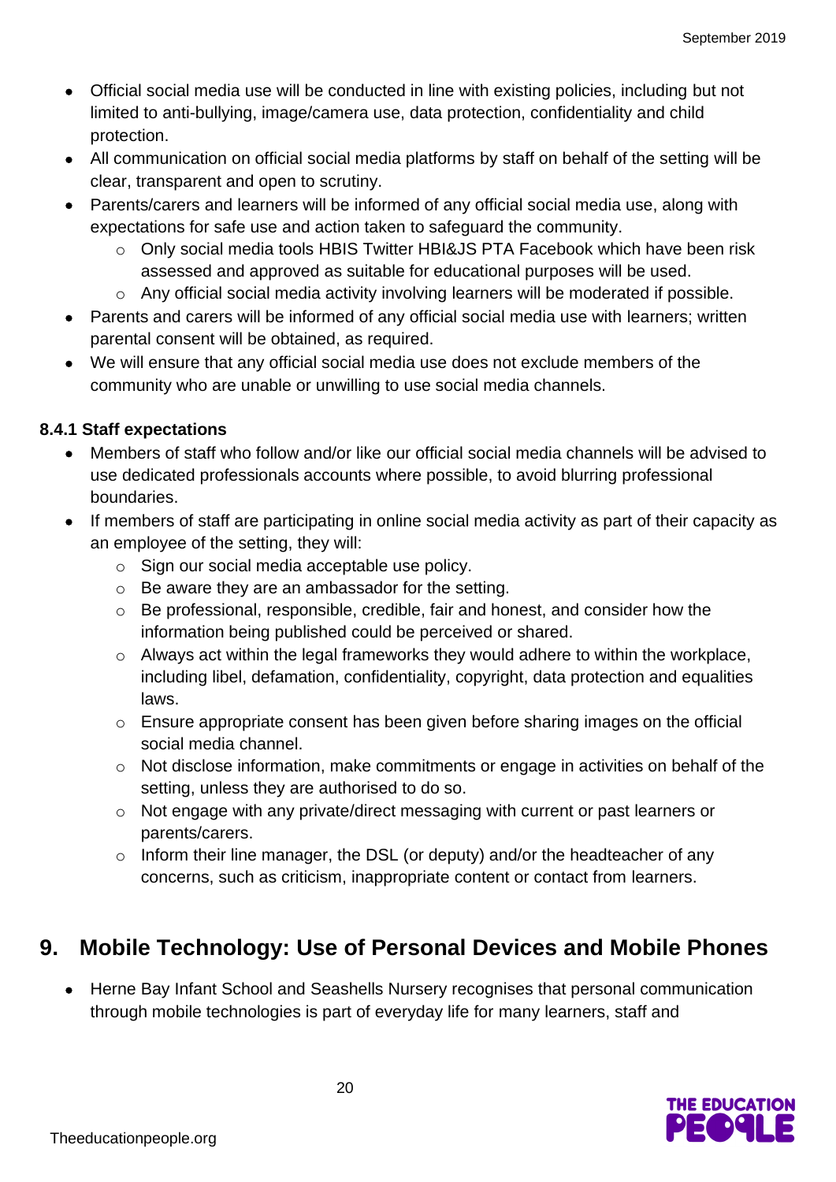- Official social media use will be conducted in line with existing policies, including but not limited to anti-bullying, image/camera use, data protection, confidentiality and child protection.
- All communication on official social media platforms by staff on behalf of the setting will be clear, transparent and open to scrutiny.
- Parents/carers and learners will be informed of any official social media use, along with expectations for safe use and action taken to safeguard the community.
    - Only social media tools HBIS Twitter HBI&JS PTA Facebook which have been risk assessed and approved as suitable for educational purposes will be used.
    - Any official social media activity involving learners will be moderated if possible.
- Parents and carers will be informed of any official social media use with learners; written parental consent will be obtained, as required.
- We will ensure that any official social media use does not exclude members of the community who are unable or unwilling to use social media channels.

#### 8.4.1 Staff expectations

- Members of staff who follow and/or like our official social media channels will be advised to use dedicated professionals accounts where possible, to avoid blurring professional boundaries.
- If members of staff are participating in online social media activity as part of their capacity as an employee of the setting, they will:
    - Sign our social media acceptable use policy.
    - Be aware they are an ambassador for the setting.
    - Be professional, responsible, credible, fair and honest, and consider how the information being published could be perceived or shared.
    - Always act within the legal frameworks they would adhere to within the workplace, including libel, defamation, confidentiality, copyright, data protection and equalities laws.
    - Ensure appropriate consent has been given before sharing images on the official social media channel.
    - Not disclose information, make commitments or engage in activities on behalf of the setting, unless they are authorised to do so.
    - Not engage with any private/direct messaging with current or past learners or parents/carers.
    - Inform their line manager, the DSL (or deputy) and/or the headteacher of any concerns, such as criticism, inappropriate content or contact from learners.

## 9. Mobile Technology: Use of Personal Devices and Mobile Phones

- Herne Bay Infant School and Seashells Nursery recognises that personal communication through mobile technologies is part of everyday life for many learners, staff and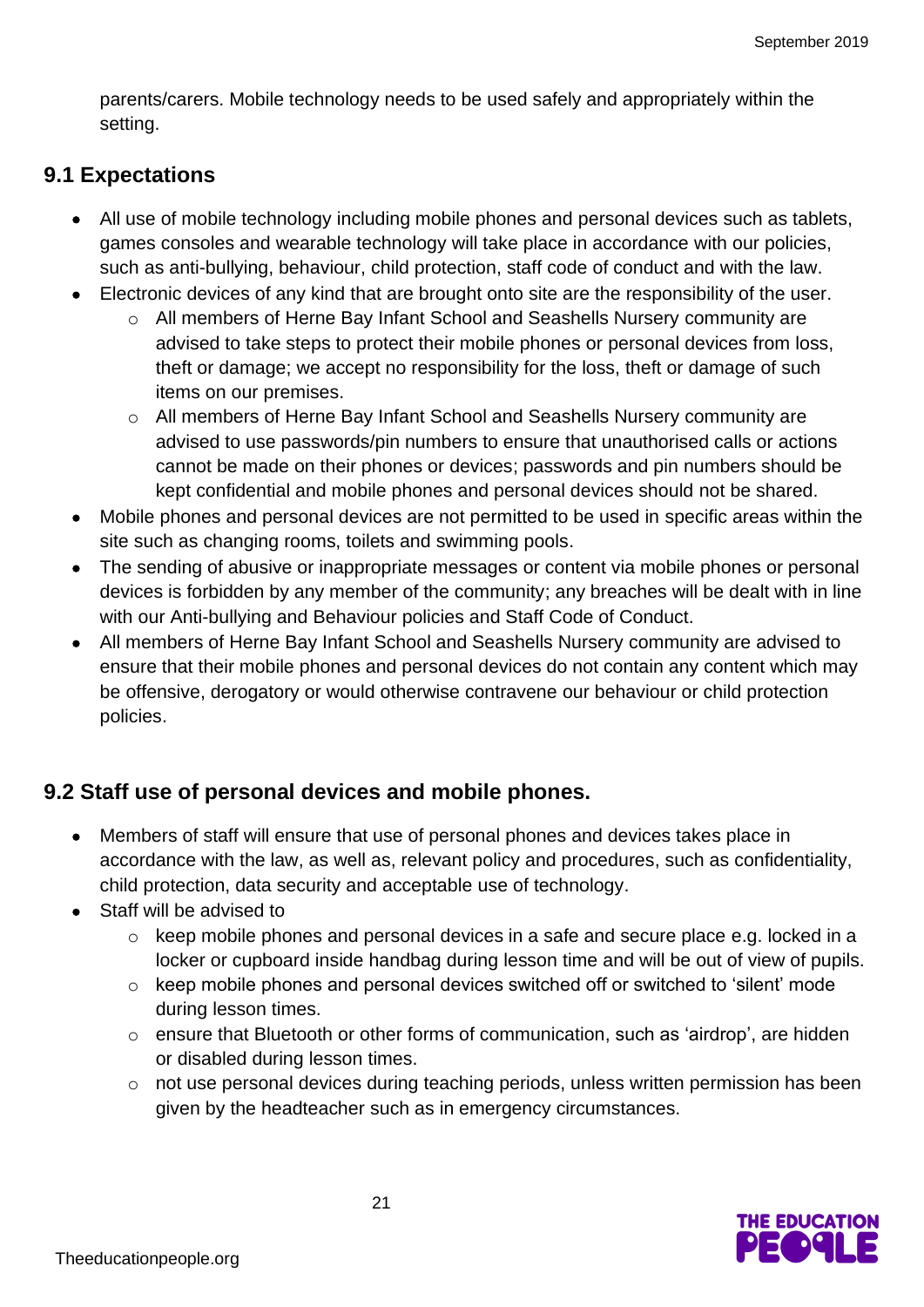parents/carers. Mobile technology needs to be used safely and appropriately within the setting.

## 9.1 Expectations

- All use of mobile technology including mobile phones and personal devices such as tablets, games consoles and wearable technology will take place in accordance with our policies, such as anti-bullying, behaviour, child protection, staff code of conduct and with the law.
- Electronic devices of any kind that are brought onto site are the responsibility of the user.
  - All members of Herne Bay Infant School and Seashells Nursery community are advised to take steps to protect their mobile phones or personal devices from loss, theft or damage; we accept no responsibility for the loss, theft or damage of such items on our premises.
  - All members of Herne Bay Infant School and Seashells Nursery community are advised to use passwords/pin numbers to ensure that unauthorised calls or actions cannot be made on their phones or devices; passwords and pin numbers should be kept confidential and mobile phones and personal devices should not be shared.
- Mobile phones and personal devices are not permitted to be used in specific areas within the site such as changing rooms, toilets and swimming pools.
- The sending of abusive or inappropriate messages or content via mobile phones or personal devices is forbidden by any member of the community; any breaches will be dealt with in line with our Anti-bullying and Behaviour policies and Staff Code of Conduct.
- All members of Herne Bay Infant School and Seashells Nursery community are advised to ensure that their mobile phones and personal devices do not contain any content which may be offensive, derogatory or would otherwise contravene our behaviour or child protection policies.

## 9.2 Staff use of personal devices and mobile phones.

- Members of staff will ensure that use of personal phones and devices takes place in accordance with the law, as well as, relevant policy and procedures, such as confidentiality, child protection, data security and acceptable use of technology.
- Staff will be advised to
  - keep mobile phones and personal devices in a safe and secure place e.g. locked in a locker or cupboard inside handbag during lesson time and will be out of view of pupils.
  - keep mobile phones and personal devices switched off or switched to 'silent' mode during lesson times.
  - ensure that Bluetooth or other forms of communication, such as 'airdrop', are hidden or disabled during lesson times.
  - not use personal devices during teaching periods, unless written permission has been given by the headteacher such as in emergency circumstances.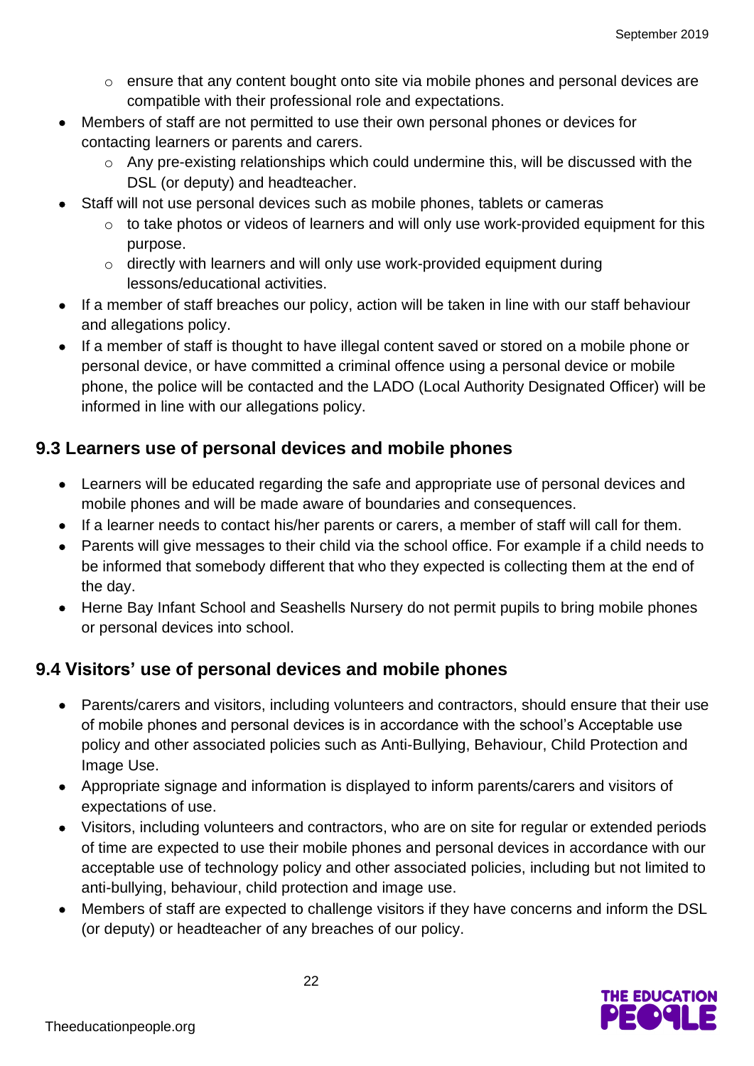- ensure that any content bought onto site via mobile phones and personal devices are compatible with their professional role and expectations.
- Members of staff are not permitted to use their own personal phones or devices for contacting learners or parents and carers.
  - Any pre-existing relationships which could undermine this, will be discussed with the DSL (or deputy) and headteacher.
- Staff will not use personal devices such as mobile phones, tablets or cameras
  - to take photos or videos of learners and will only use work-provided equipment for this purpose.
  - directly with learners and will only use work-provided equipment during lessons/educational activities.
- If a member of staff breaches our policy, action will be taken in line with our staff behaviour and allegations policy.
- If a member of staff is thought to have illegal content saved or stored on a mobile phone or personal device, or have committed a criminal offence using a personal device or mobile phone, the police will be contacted and the LADO (Local Authority Designated Officer) will be informed in line with our allegations policy.

## 9.3 Learners use of personal devices and mobile phones

- Learners will be educated regarding the safe and appropriate use of personal devices and mobile phones and will be made aware of boundaries and consequences.
- If a learner needs to contact his/her parents or carers, a member of staff will call for them.
- Parents will give messages to their child via the school office. For example if a child needs to be informed that somebody different that who they expected is collecting them at the end of the day.
- Herne Bay Infant School and Seashells Nursery do not permit pupils to bring mobile phones or personal devices into school.

## 9.4 Visitors' use of personal devices and mobile phones

- Parents/carers and visitors, including volunteers and contractors, should ensure that their use of mobile phones and personal devices is in accordance with the school's Acceptable use policy and other associated policies such as Anti-Bullying, Behaviour, Child Protection and Image Use.
- Appropriate signage and information is displayed to inform parents/carers and visitors of expectations of use.
- Visitors, including volunteers and contractors, who are on site for regular or extended periods of time are expected to use their mobile phones and personal devices in accordance with our acceptable use of technology policy and other associated policies, including but not limited to anti-bullying, behaviour, child protection and image use.
- Members of staff are expected to challenge visitors if they have concerns and inform the DSL (or deputy) or headteacher of any breaches of our policy.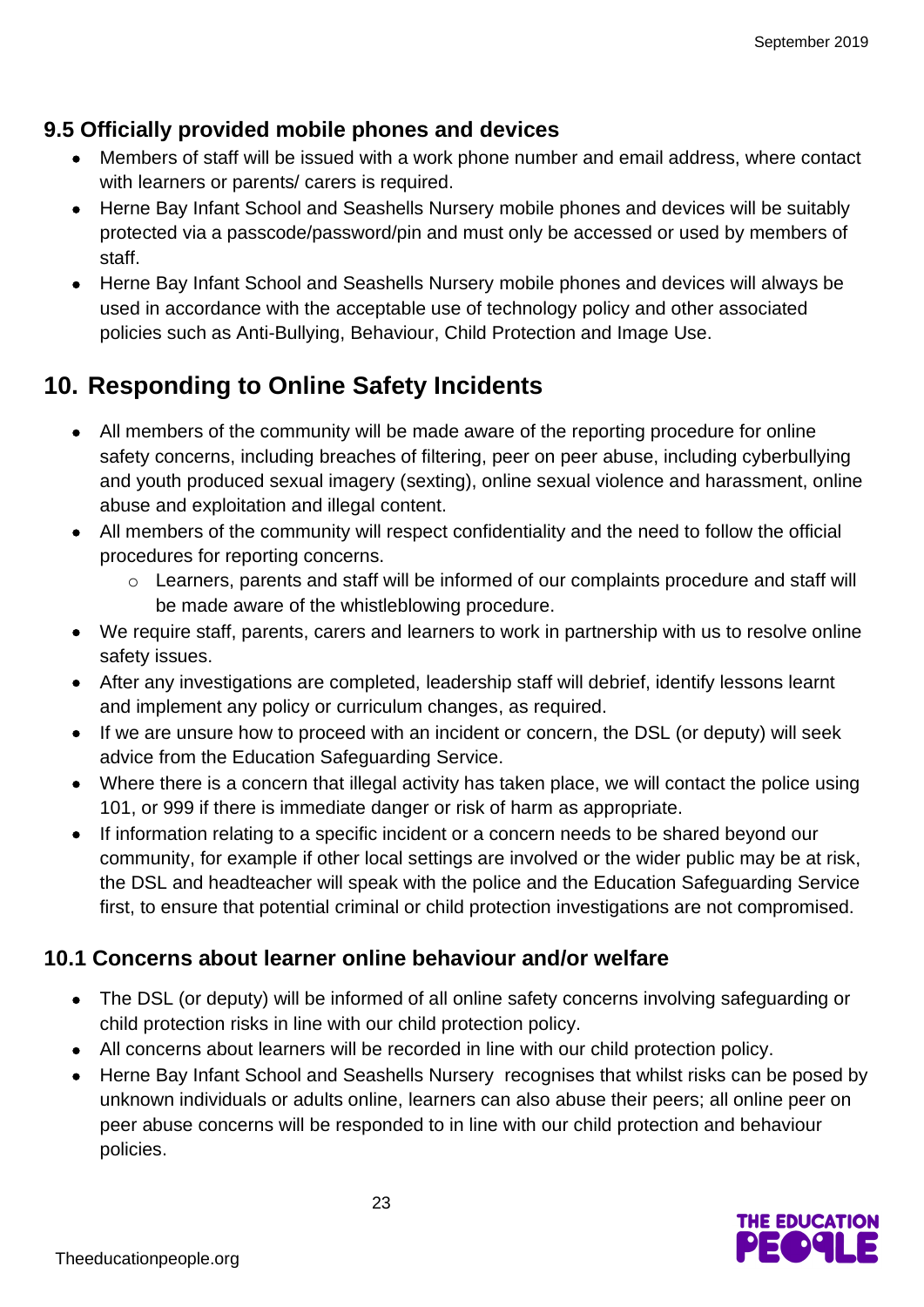### 9.5 Officially provided mobile phones and devices

- Members of staff will be issued with a work phone number and email address, where contact with learners or parents/ carers is required.
- Herne Bay Infant School and Seashells Nursery mobile phones and devices will be suitably protected via a passcode/password/pin and must only be accessed or used by members of staff.
- Herne Bay Infant School and Seashells Nursery mobile phones and devices will always be used in accordance with the acceptable use of technology policy and other associated policies such as Anti-Bullying, Behaviour, Child Protection and Image Use.

## 10. Responding to Online Safety Incidents

- All members of the community will be made aware of the reporting procedure for online safety concerns, including breaches of filtering, peer on peer abuse, including cyberbullying and youth produced sexual imagery (sexting), online sexual violence and harassment, online abuse and exploitation and illegal content.
- All members of the community will respect confidentiality and the need to follow the official procedures for reporting concerns.
  - Learners, parents and staff will be informed of our complaints procedure and staff will be made aware of the whistleblowing procedure.
- We require staff, parents, carers and learners to work in partnership with us to resolve online safety issues.
- After any investigations are completed, leadership staff will debrief, identify lessons learnt and implement any policy or curriculum changes, as required.
- If we are unsure how to proceed with an incident or concern, the DSL (or deputy) will seek advice from the Education Safeguarding Service.
- Where there is a concern that illegal activity has taken place, we will contact the police using 101, or 999 if there is immediate danger or risk of harm as appropriate.
- If information relating to a specific incident or a concern needs to be shared beyond our community, for example if other local settings are involved or the wider public may be at risk, the DSL and headteacher will speak with the police and the Education Safeguarding Service first, to ensure that potential criminal or child protection investigations are not compromised.

### 10.1 Concerns about learner online behaviour and/or welfare

- The DSL (or deputy) will be informed of all online safety concerns involving safeguarding or child protection risks in line with our child protection policy.
- All concerns about learners will be recorded in line with our child protection policy.
- Herne Bay Infant School and Seashells Nursery recognises that whilst risks can be posed by unknown individuals or adults online, learners can also abuse their peers; all online peer on peer abuse concerns will be responded to in line with our child protection and behaviour policies.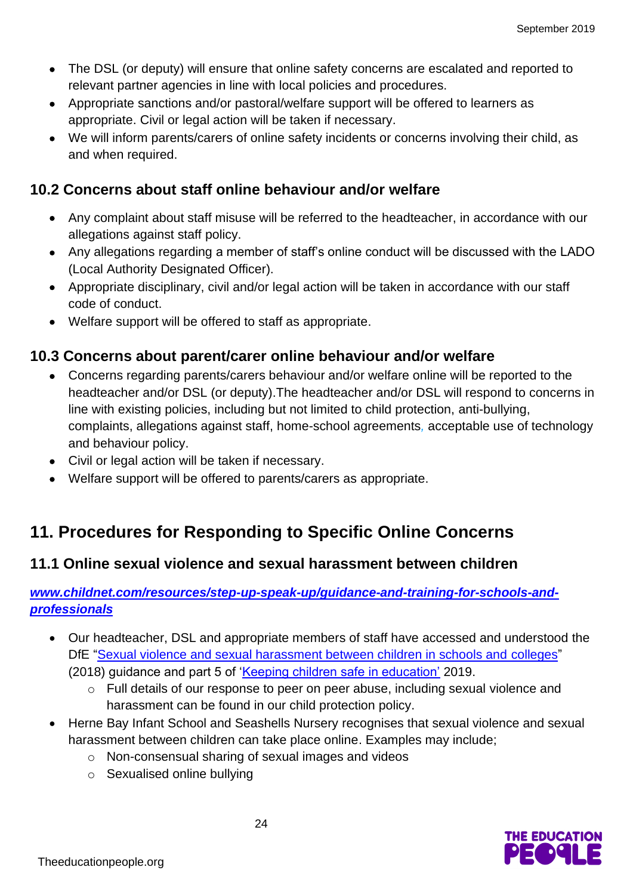- The DSL (or deputy) will ensure that online safety concerns are escalated and reported to relevant partner agencies in line with local policies and procedures.
- Appropriate sanctions and/or pastoral/welfare support will be offered to learners as appropriate. Civil or legal action will be taken if necessary.
- We will inform parents/carers of online safety incidents or concerns involving their child, as and when required.

### 10.2 Concerns about staff online behaviour and/or welfare

- Any complaint about staff misuse will be referred to the headteacher, in accordance with our allegations against staff policy.
- Any allegations regarding a member of staff's online conduct will be discussed with the LADO (Local Authority Designated Officer).
- Appropriate disciplinary, civil and/or legal action will be taken in accordance with our staff code of conduct.
- Welfare support will be offered to staff as appropriate.

### 10.3 Concerns about parent/carer online behaviour and/or welfare

- Concerns regarding parents/carers behaviour and/or welfare online will be reported to the headteacher and/or DSL (or deputy).The headteacher and/or DSL will respond to concerns in line with existing policies, including but not limited to child protection, anti-bullying, complaints, allegations against staff, home-school agreements, acceptable use of technology and behaviour policy.
- Civil or legal action will be taken if necessary.
- Welfare support will be offered to parents/carers as appropriate.

## 11. Procedures for Responding to Specific Online Concerns

### 11.1 Online sexual violence and sexual harassment between children

***www.childnet.com/resources/step-up-speak-up/guidance-and-training-for-schools-and-professionals***

- Our headteacher, DSL and appropriate members of staff have accessed and understood the DfE "Sexual violence and sexual harassment between children in schools and colleges" (2018) guidance and part 5 of 'Keeping children safe in education' 2019.
  - Full details of our response to peer on peer abuse, including sexual violence and harassment can be found in our child protection policy.
- Herne Bay Infant School and Seashells Nursery recognises that sexual violence and sexual harassment between children can take place online. Examples may include;
  - Non-consensual sharing of sexual images and videos
  - Sexualised online bullying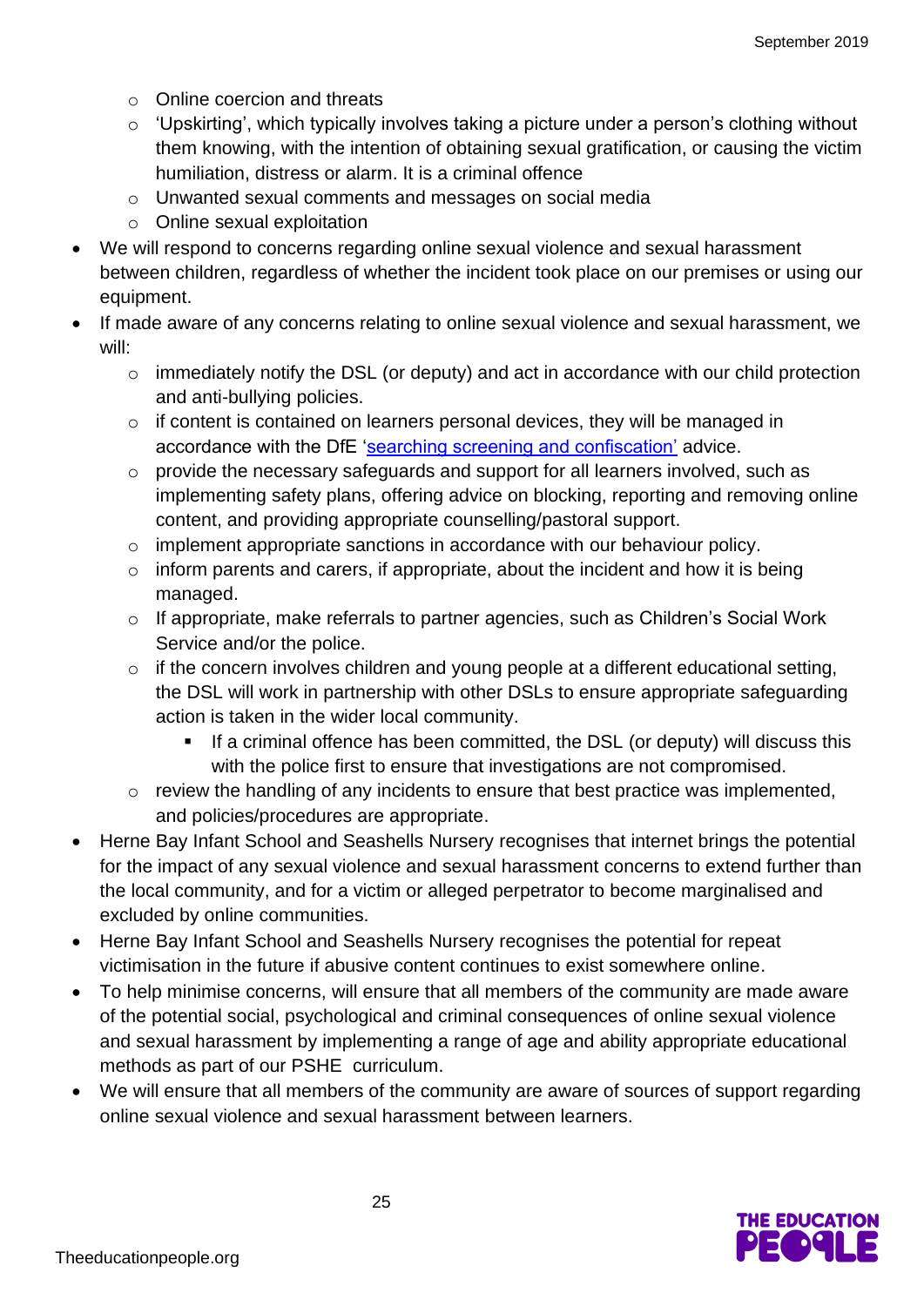- Online coercion and threats
  - 'Upskirting', which typically involves taking a picture under a person's clothing without them knowing, with the intention of obtaining sexual gratification, or causing the victim humiliation, distress or alarm. It is a criminal offence
  - Unwanted sexual comments and messages on social media
  - Online sexual exploitation
- We will respond to concerns regarding online sexual violence and sexual harassment between children, regardless of whether the incident took place on our premises or using our equipment.
- If made aware of any concerns relating to online sexual violence and sexual harassment, we will:
  - immediately notify the DSL (or deputy) and act in accordance with our child protection and anti-bullying policies.
  - if content is contained on learners personal devices, they will be managed in accordance with the DfE 'searching screening and confiscation' advice.
  - provide the necessary safeguards and support for all learners involved, such as implementing safety plans, offering advice on blocking, reporting and removing online content, and providing appropriate counselling/pastoral support.
  - implement appropriate sanctions in accordance with our behaviour policy.
  - inform parents and carers, if appropriate, about the incident and how it is being managed.
  - If appropriate, make referrals to partner agencies, such as Children's Social Work Service and/or the police.
  - if the concern involves children and young people at a different educational setting, the DSL will work in partnership with other DSLs to ensure appropriate safeguarding action is taken in the wider local community.
    - If a criminal offence has been committed, the DSL (or deputy) will discuss this with the police first to ensure that investigations are not compromised.
  - review the handling of any incidents to ensure that best practice was implemented, and policies/procedures are appropriate.
- Herne Bay Infant School and Seashells Nursery recognises that internet brings the potential for the impact of any sexual violence and sexual harassment concerns to extend further than the local community, and for a victim or alleged perpetrator to become marginalised and excluded by online communities.
- Herne Bay Infant School and Seashells Nursery recognises the potential for repeat victimisation in the future if abusive content continues to exist somewhere online.
- To help minimise concerns, will ensure that all members of the community are made aware of the potential social, psychological and criminal consequences of online sexual violence and sexual harassment by implementing a range of age and ability appropriate educational methods as part of our PSHE curriculum.
- We will ensure that all members of the community are aware of sources of support regarding online sexual violence and sexual harassment between learners.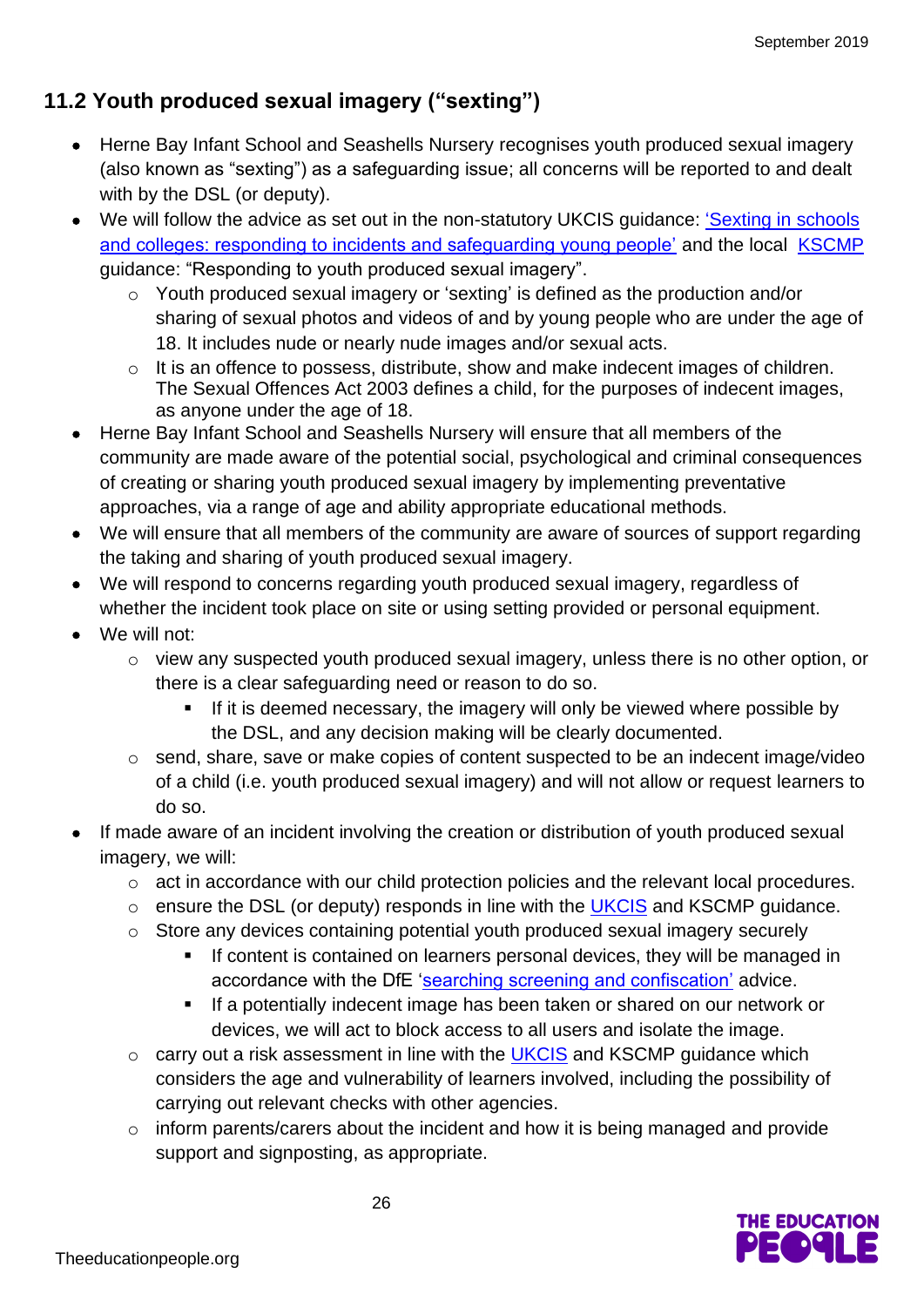## 11.2 Youth produced sexual imagery ("sexting")

- Herne Bay Infant School and Seashells Nursery recognises youth produced sexual imagery (also known as "sexting") as a safeguarding issue; all concerns will be reported to and dealt with by the DSL (or deputy).
- We will follow the advice as set out in the non-statutory UKCIS guidance: 'Sexting in schools and colleges: responding to incidents and safeguarding young people' and the local KSCMP guidance: "Responding to youth produced sexual imagery".
    - Youth produced sexual imagery or 'sexting' is defined as the production and/or sharing of sexual photos and videos of and by young people who are under the age of 18. It includes nude or nearly nude images and/or sexual acts.
    - It is an offence to possess, distribute, show and make indecent images of children. The Sexual Offences Act 2003 defines a child, for the purposes of indecent images, as anyone under the age of 18.
- Herne Bay Infant School and Seashells Nursery will ensure that all members of the community are made aware of the potential social, psychological and criminal consequences of creating or sharing youth produced sexual imagery by implementing preventative approaches, via a range of age and ability appropriate educational methods.
- We will ensure that all members of the community are aware of sources of support regarding the taking and sharing of youth produced sexual imagery.
- We will respond to concerns regarding youth produced sexual imagery, regardless of whether the incident took place on site or using setting provided or personal equipment.
- We will not:
    - view any suspected youth produced sexual imagery, unless there is no other option, or there is a clear safeguarding need or reason to do so.
        - If it is deemed necessary, the imagery will only be viewed where possible by the DSL, and any decision making will be clearly documented.
    - send, share, save or make copies of content suspected to be an indecent image/video of a child (i.e. youth produced sexual imagery) and will not allow or request learners to do so.
- If made aware of an incident involving the creation or distribution of youth produced sexual imagery, we will:
    - act in accordance with our child protection policies and the relevant local procedures.
    - ensure the DSL (or deputy) responds in line with the UKCIS and KSCMP guidance.
    - Store any devices containing potential youth produced sexual imagery securely
        - If content is contained on learners personal devices, they will be managed in accordance with the DfE 'searching screening and confiscation' advice.
        - If a potentially indecent image has been taken or shared on our network or devices, we will act to block access to all users and isolate the image.
    - carry out a risk assessment in line with the UKCIS and KSCMP guidance which considers the age and vulnerability of learners involved, including the possibility of carrying out relevant checks with other agencies.
    - inform parents/carers about the incident and how it is being managed and provide support and signposting, as appropriate.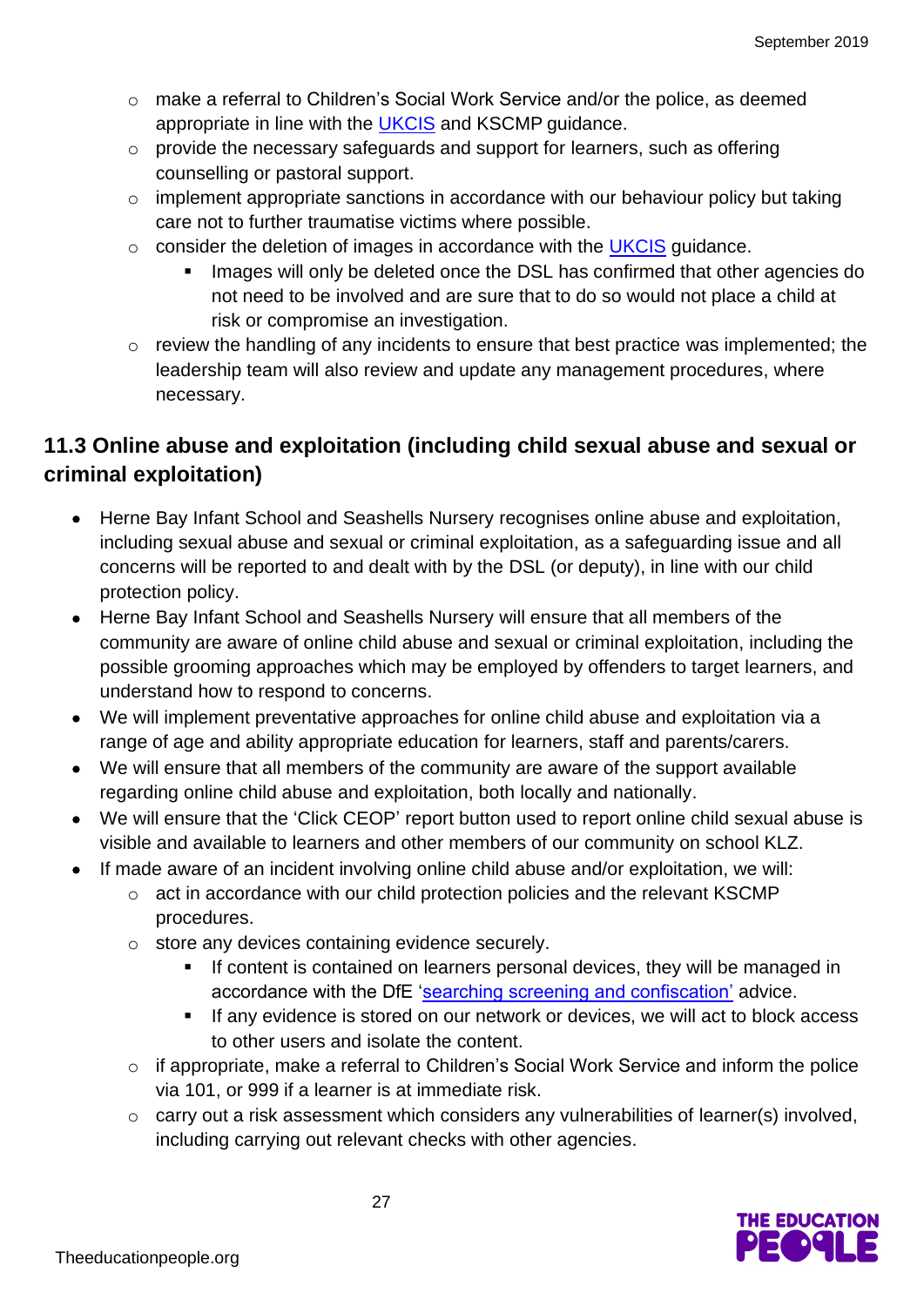- make a referral to Children's Social Work Service and/or the police, as deemed appropriate in line with the UKCIS and KSCMP guidance.
  - provide the necessary safeguards and support for learners, such as offering counselling or pastoral support.
  - implement appropriate sanctions in accordance with our behaviour policy but taking care not to further traumatise victims where possible.
  - consider the deletion of images in accordance with the UKCIS guidance.
    - Images will only be deleted once the DSL has confirmed that other agencies do not need to be involved and are sure that to do so would not place a child at risk or compromise an investigation.
  - review the handling of any incidents to ensure that best practice was implemented; the leadership team will also review and update any management procedures, where necessary.

## 11.3 Online abuse and exploitation (including child sexual abuse and sexual or criminal exploitation)

- Herne Bay Infant School and Seashells Nursery recognises online abuse and exploitation, including sexual abuse and sexual or criminal exploitation, as a safeguarding issue and all concerns will be reported to and dealt with by the DSL (or deputy), in line with our child protection policy.
- Herne Bay Infant School and Seashells Nursery will ensure that all members of the community are aware of online child abuse and sexual or criminal exploitation, including the possible grooming approaches which may be employed by offenders to target learners, and understand how to respond to concerns.
- We will implement preventative approaches for online child abuse and exploitation via a range of age and ability appropriate education for learners, staff and parents/carers.
- We will ensure that all members of the community are aware of the support available regarding online child abuse and exploitation, both locally and nationally.
- We will ensure that the 'Click CEOP' report button used to report online child sexual abuse is visible and available to learners and other members of our community on school KLZ.
- If made aware of an incident involving online child abuse and/or exploitation, we will:
  - act in accordance with our child protection policies and the relevant KSCMP procedures.
  - store any devices containing evidence securely.
    - If content is contained on learners personal devices, they will be managed in accordance with the DfE 'searching screening and confiscation' advice.
    - If any evidence is stored on our network or devices, we will act to block access to other users and isolate the content.
  - if appropriate, make a referral to Children's Social Work Service and inform the police via 101, or 999 if a learner is at immediate risk.
  - carry out a risk assessment which considers any vulnerabilities of learner(s) involved, including carrying out relevant checks with other agencies.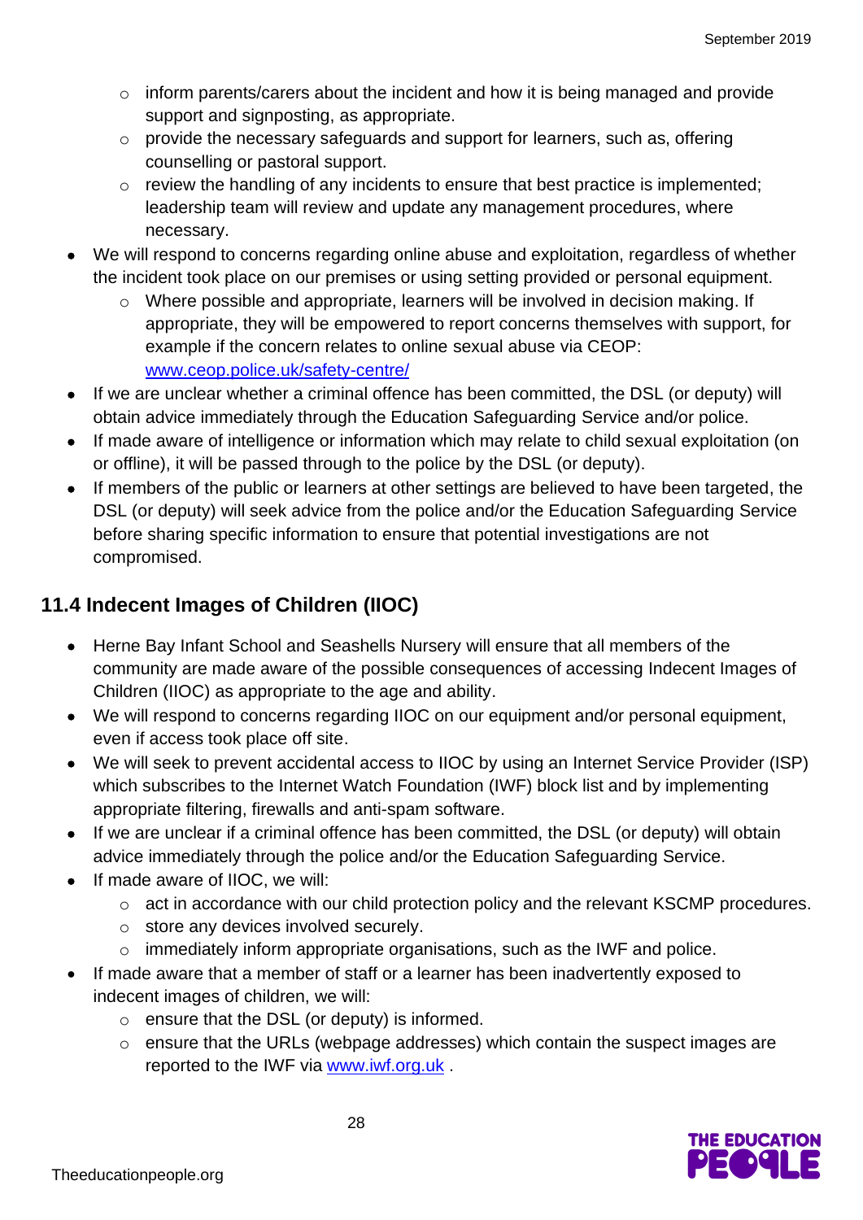- inform parents/carers about the incident and how it is being managed and provide support and signposting, as appropriate.
  - provide the necessary safeguards and support for learners, such as, offering counselling or pastoral support.
  - review the handling of any incidents to ensure that best practice is implemented; leadership team will review and update any management procedures, where necessary.
- We will respond to concerns regarding online abuse and exploitation, regardless of whether the incident took place on our premises or using setting provided or personal equipment.
  - Where possible and appropriate, learners will be involved in decision making. If appropriate, they will be empowered to report concerns themselves with support, for example if the concern relates to online sexual abuse via CEOP: [www.ceop.police.uk/safety-centre/](http://www.ceop.police.uk/safety-centre/)
- If we are unclear whether a criminal offence has been committed, the DSL (or deputy) will obtain advice immediately through the Education Safeguarding Service and/or police.
- If made aware of intelligence or information which may relate to child sexual exploitation (on or offline), it will be passed through to the police by the DSL (or deputy).
- If members of the public or learners at other settings are believed to have been targeted, the DSL (or deputy) will seek advice from the police and/or the Education Safeguarding Service before sharing specific information to ensure that potential investigations are not compromised.

## 11.4 Indecent Images of Children (IIOC)

- Herne Bay Infant School and Seashells Nursery will ensure that all members of the community are made aware of the possible consequences of accessing Indecent Images of Children (IIOC) as appropriate to the age and ability.
- We will respond to concerns regarding IIOC on our equipment and/or personal equipment, even if access took place off site.
- We will seek to prevent accidental access to IIOC by using an Internet Service Provider (ISP) which subscribes to the Internet Watch Foundation (IWF) block list and by implementing appropriate filtering, firewalls and anti-spam software.
- If we are unclear if a criminal offence has been committed, the DSL (or deputy) will obtain advice immediately through the police and/or the Education Safeguarding Service.
- If made aware of IIOC, we will:
  - act in accordance with our child protection policy and the relevant KSCMP procedures.
  - store any devices involved securely.
  - immediately inform appropriate organisations, such as the IWF and police.
- If made aware that a member of staff or a learner has been inadvertently exposed to indecent images of children, we will:
  - ensure that the DSL (or deputy) is informed.
  - ensure that the URLs (webpage addresses) which contain the suspect images are reported to the IWF via [www.iwf.org.uk](http://www.iwf.org.uk) .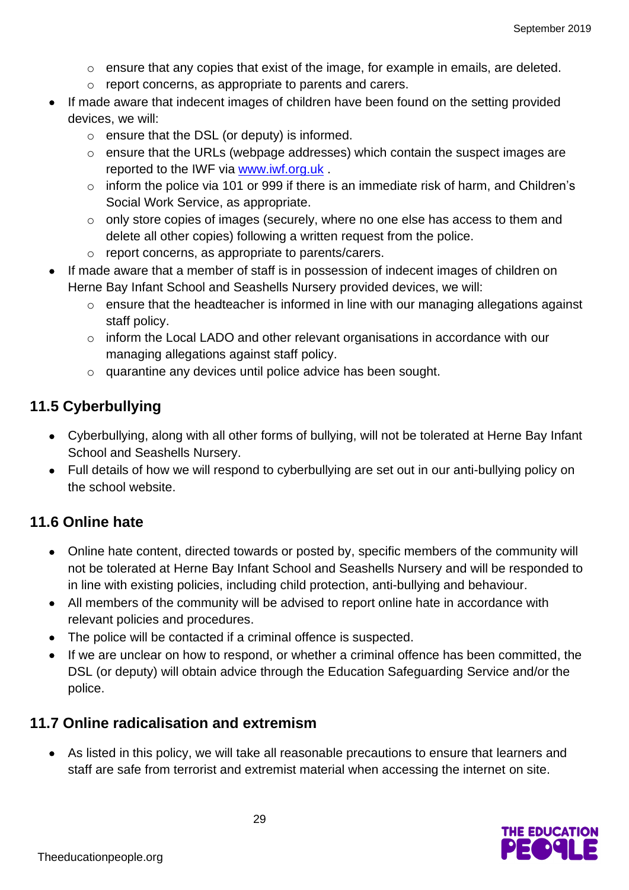- ensure that any copies that exist of the image, for example in emails, are deleted.
    - report concerns, as appropriate to parents and carers.
- If made aware that indecent images of children have been found on the setting provided devices, we will:
    - ensure that the DSL (or deputy) is informed.
    - ensure that the URLs (webpage addresses) which contain the suspect images are reported to the IWF via [www.iwf.org.uk](http://www.iwf.org.uk) .
    - inform the police via 101 or 999 if there is an immediate risk of harm, and Children's Social Work Service, as appropriate.
    - only store copies of images (securely, where no one else has access to them and delete all other copies) following a written request from the police.
    - report concerns, as appropriate to parents/carers.
- If made aware that a member of staff is in possession of indecent images of children on Herne Bay Infant School and Seashells Nursery provided devices, we will:
    - ensure that the headteacher is informed in line with our managing allegations against staff policy.
    - inform the Local LADO and other relevant organisations in accordance with our managing allegations against staff policy.
    - quarantine any devices until police advice has been sought.

## 11.5 Cyberbullying

- Cyberbullying, along with all other forms of bullying, will not be tolerated at Herne Bay Infant School and Seashells Nursery.
- Full details of how we will respond to cyberbullying are set out in our anti-bullying policy on the school website.

## 11.6 Online hate

- Online hate content, directed towards or posted by, specific members of the community will not be tolerated at Herne Bay Infant School and Seashells Nursery and will be responded to in line with existing policies, including child protection, anti-bullying and behaviour.
- All members of the community will be advised to report online hate in accordance with relevant policies and procedures.
- The police will be contacted if a criminal offence is suspected.
- If we are unclear on how to respond, or whether a criminal offence has been committed, the DSL (or deputy) will obtain advice through the Education Safeguarding Service and/or the police.

## 11.7 Online radicalisation and extremism

- As listed in this policy, we will take all reasonable precautions to ensure that learners and staff are safe from terrorist and extremist material when accessing the internet on site.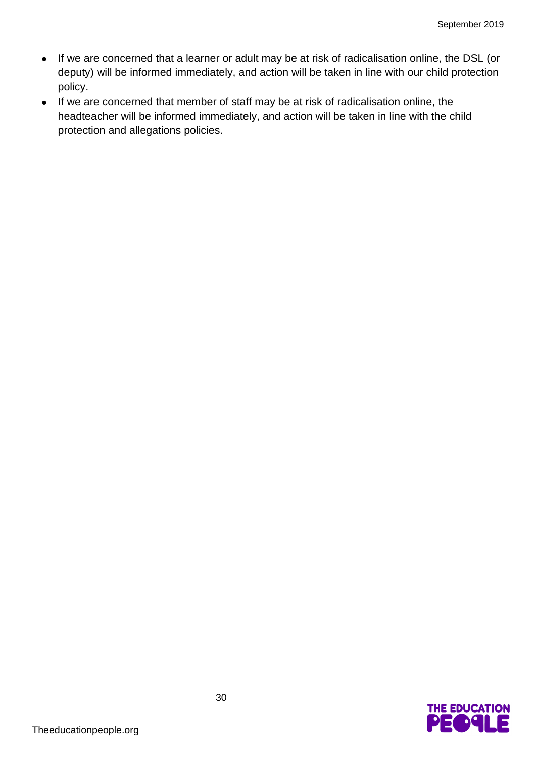- If we are concerned that a learner or adult may be at risk of radicalisation online, the DSL (or deputy) will be informed immediately, and action will be taken in line with our child protection policy.
- If we are concerned that member of staff may be at risk of radicalisation online, the headteacher will be informed immediately, and action will be taken in line with the child protection and allegations policies.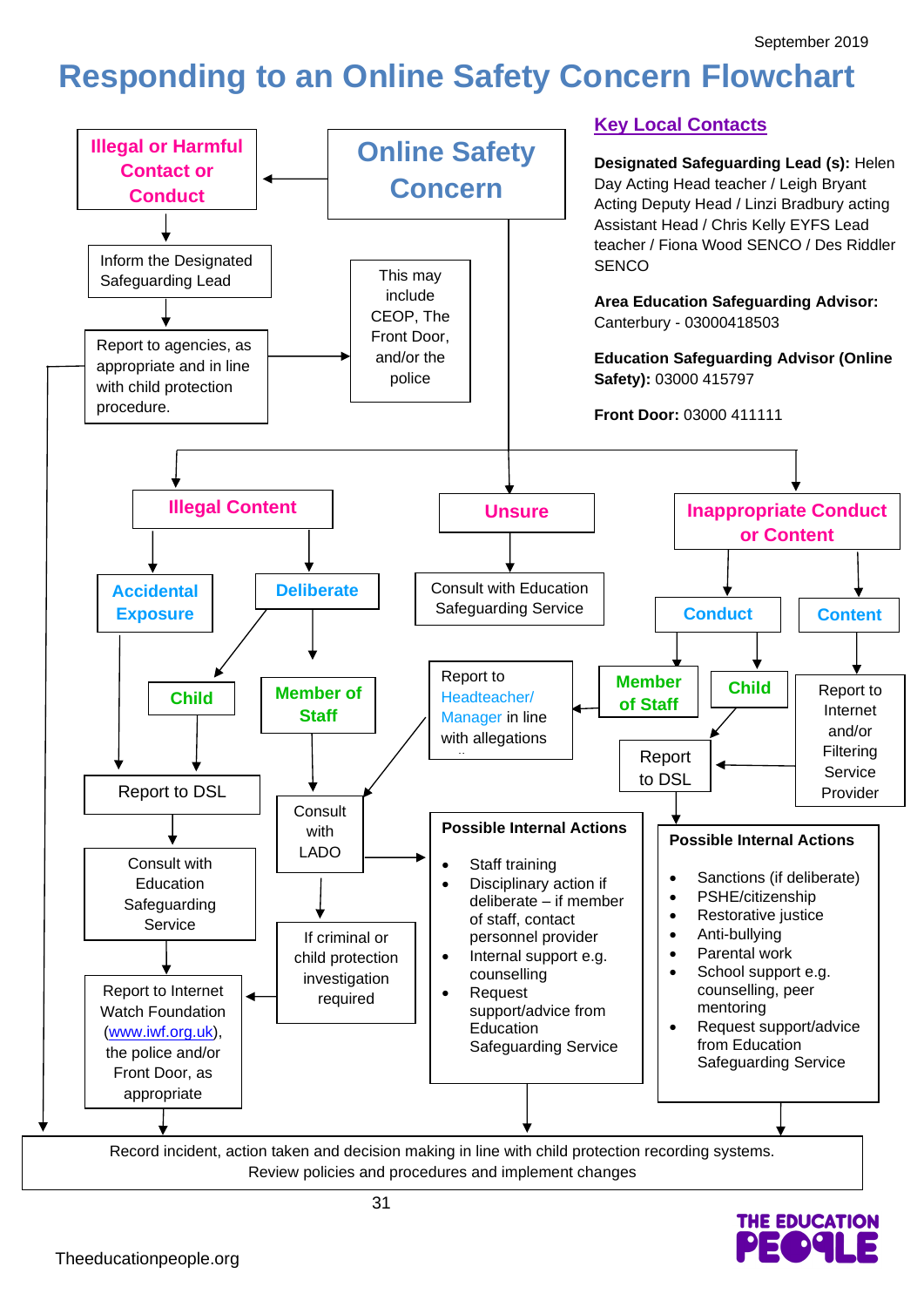September 2019

# Responding to an Online Safety Concern Flowchart

## Online Safety Concern

### Illegal or Harmful Contact or Conduct

- Inform the Designated Safeguarding Lead
- Report to agencies, as appropriate and in line with child protection procedure.
  - This may include CEOP, The Front Door, and/or the police

### Illegal Content

- **Accidental Exposure**
  - Report to DSL
- **Deliberate**
  - **Child**
    - Report to DSL
  - **Member of Staff**
    - Consult with LADO
    - If criminal or child protection investigation required
- Report to DSL
- Consult with Education Safeguarding Service
- Report to Internet Watch Foundation ([www.iwf.org.uk](http://www.iwf.org.uk)), the police and/or Front Door, as appropriate

### Unsure

- Consult with Education Safeguarding Service

### Inappropriate Conduct or Content

- **Conduct**
  - **Member of Staff**
    - Report to Headteacher/ Manager in line with allegations
  - **Child**
    - Report to DSL
- **Content**
  - Report to Internet and/or Filtering Service Provider
  - Report to DSL

**Possible Internal Actions** (Member of Staff)

- Staff training
- Disciplinary action if deliberate – if member of staff, contact personnel provider
- Internal support e.g. counselling
- Request support/advice from Education Safeguarding Service

**Possible Internal Actions** (Child)

- Sanctions (if deliberate)
- PSHE/citizenship
- Restorative justice
- Anti-bullying
- Parental work
- School support e.g. counselling, peer mentoring
- Request support/advice from Education Safeguarding Service

**All routes:** Record incident, action taken and decision making in line with child protection recording systems. Review policies and procedures and implement changes

## Key Local Contacts

**Designated Safeguarding Lead (s):** Helen Day Acting Head teacher / Leigh Bryant Acting Deputy Head / Linzi Bradbury acting Assistant Head / Chris Kelly EYFS Lead teacher / Fiona Wood SENCO / Des Riddler SENCO

**Area Education Safeguarding Advisor:** Canterbury - 03000418503

**Education Safeguarding Advisor (Online Safety):** 03000 415797

**Front Door:** 03000 411111

Theeducationpeople.org

THE EDUCATION PEOPLE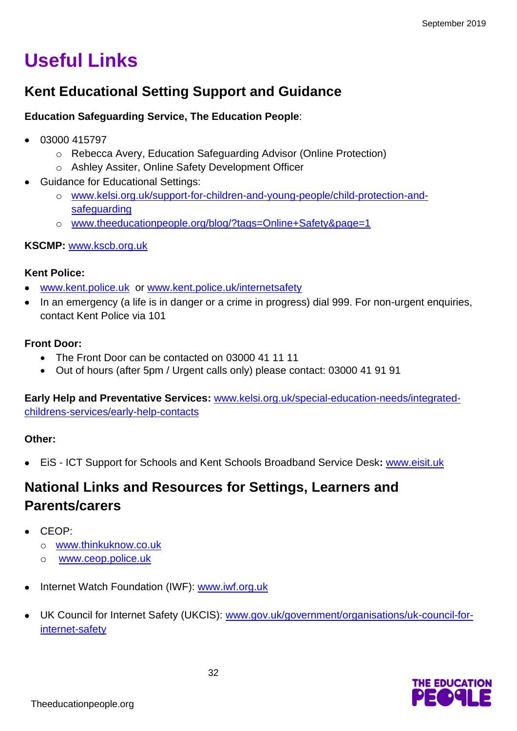# Useful Links

## Kent Educational Setting Support and Guidance

**Education Safeguarding Service, The Education People**:

- 03000 415797
    - Rebecca Avery, Education Safeguarding Advisor (Online Protection)
    - Ashley Assiter, Online Safety Development Officer
- Guidance for Educational Settings:
    - www.kelsi.org.uk/support-for-children-and-young-people/child-protection-and-safeguarding
    - www.theeducationpeople.org/blog/?tags=Online+Safety&page=1

**KSCMP:** www.kscb.org.uk

**Kent Police:**

- www.kent.police.uk or www.kent.police.uk/internetsafety
- In an emergency (a life is in danger or a crime in progress) dial 999. For non-urgent enquiries, contact Kent Police via 101

**Front Door:**

- The Front Door can be contacted on 03000 41 11 11
- Out of hours (after 5pm / Urgent calls only) please contact: 03000 41 91 91

**Early Help and Preventative Services:** www.kelsi.org.uk/special-education-needs/integrated-childrens-services/early-help-contacts

**Other:**

- EiS - ICT Support for Schools and Kent Schools Broadband Service Desk**:** www.eisit.uk

## National Links and Resources for Settings, Learners and Parents/carers

- CEOP:
    - www.thinkuknow.co.uk
    - www.ceop.police.uk
- Internet Watch Foundation (IWF): www.iwf.org.uk
- UK Council for Internet Safety (UKCIS): www.gov.uk/government/organisations/uk-council-for-internet-safety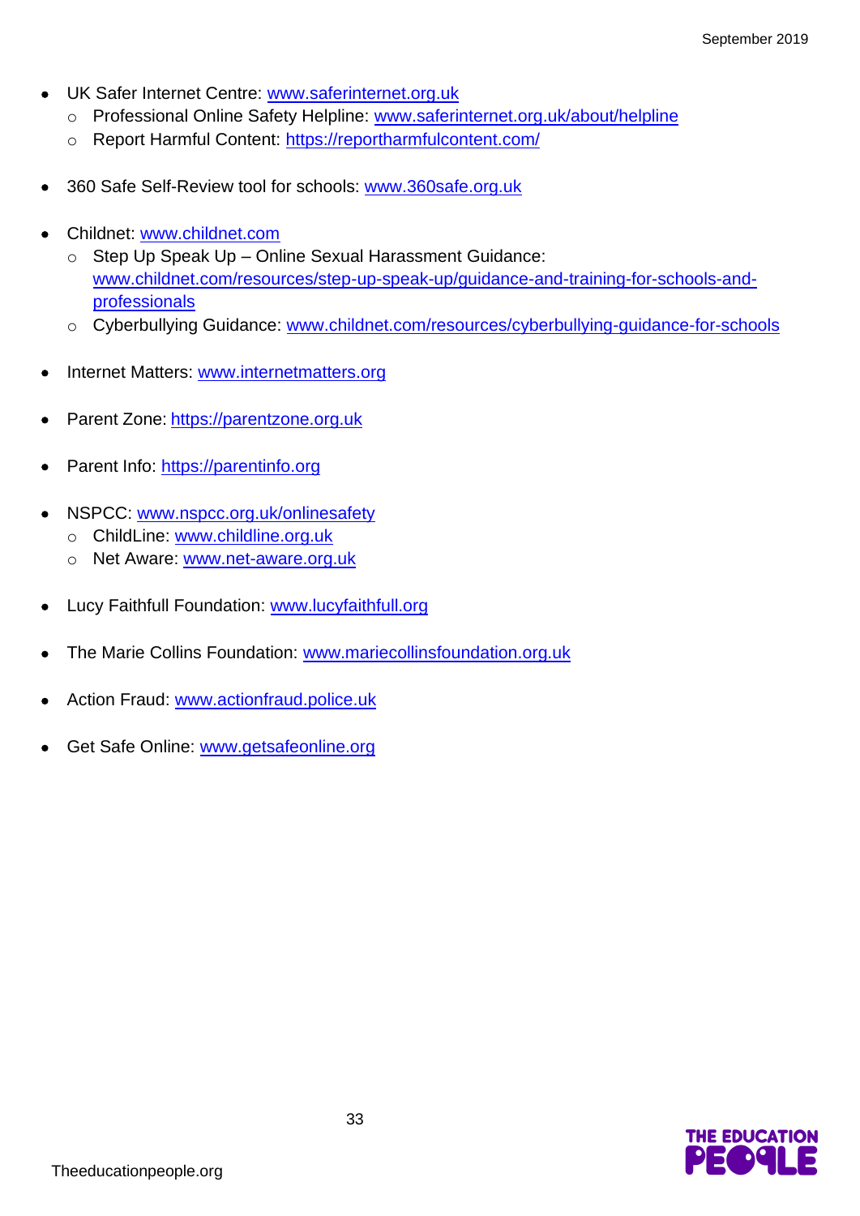- UK Safer Internet Centre: www.saferinternet.org.uk
  - Professional Online Safety Helpline: www.saferinternet.org.uk/about/helpline
  - Report Harmful Content: https://reportharmfulcontent.com/

- 360 Safe Self-Review tool for schools: www.360safe.org.uk

- Childnet: www.childnet.com
  - Step Up Speak Up – Online Sexual Harassment Guidance: www.childnet.com/resources/step-up-speak-up/guidance-and-training-for-schools-and-professionals
  - Cyberbullying Guidance: www.childnet.com/resources/cyberbullying-guidance-for-schools

- Internet Matters: www.internetmatters.org

- Parent Zone: https://parentzone.org.uk

- Parent Info: https://parentinfo.org

- NSPCC: www.nspcc.org.uk/onlinesafety
  - ChildLine: www.childline.org.uk
  - Net Aware: www.net-aware.org.uk

- Lucy Faithfull Foundation: www.lucyfaithfull.org

- The Marie Collins Foundation: www.mariecollinsfoundation.org.uk

- Action Fraud: www.actionfraud.police.uk

- Get Safe Online: www.getsafeonline.org